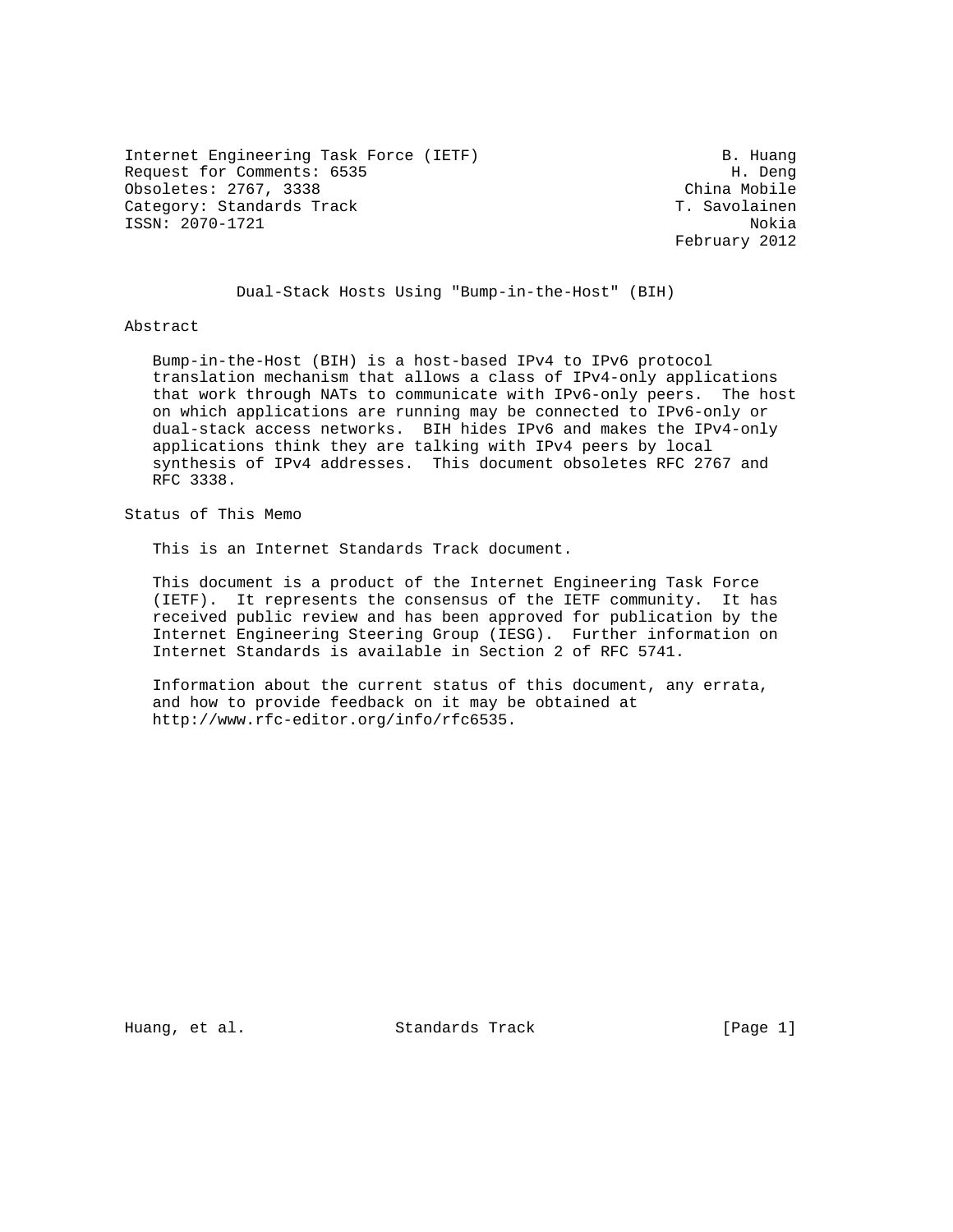Internet Engineering Task Force (IETF)                          B. Huang
Request for Comments: 6535                                       H. Deng
Obsoletes: 2767, 3338                                      China Mobile
Category: Standards Track                                 T. Savolainen
ISSN: 2070-1721                                                   Nokia
                                                          February 2012

# Dual-Stack Hosts Using "Bump-in-the-Host" (BIH)

## Abstract

Bump-in-the-Host (BIH) is a host-based IPv4 to IPv6 protocol translation mechanism that allows a class of IPv4-only applications that work through NATs to communicate with IPv6-only peers. The host on which applications are running may be connected to IPv6-only or dual-stack access networks. BIH hides IPv6 and makes the IPv4-only applications think they are talking with IPv4 peers by local synthesis of IPv4 addresses. This document obsoletes RFC 2767 and RFC 3338.

## Status of This Memo

This is an Internet Standards Track document.

This document is a product of the Internet Engineering Task Force (IETF). It represents the consensus of the IETF community. It has received public review and has been approved for publication by the Internet Engineering Steering Group (IESG). Further information on Internet Standards is available in Section 2 of RFC 5741.

Information about the current status of this document, any errata, and how to provide feedback on it may be obtained at http://www.rfc-editor.org/info/rfc6535.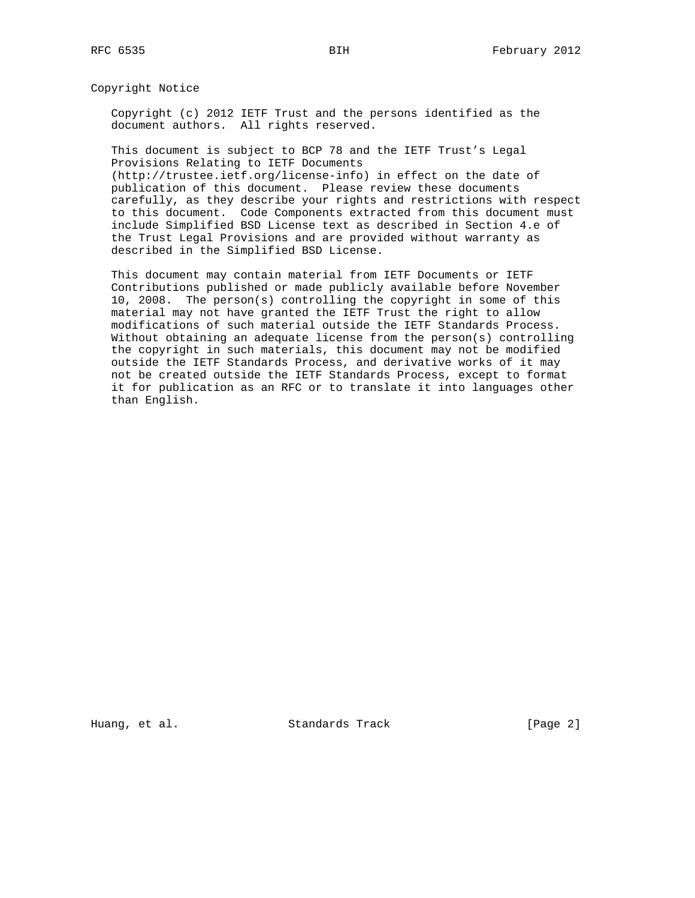## Copyright Notice

Copyright (c) 2012 IETF Trust and the persons identified as the document authors. All rights reserved.

This document is subject to BCP 78 and the IETF Trust's Legal Provisions Relating to IETF Documents (http://trustee.ietf.org/license-info) in effect on the date of publication of this document. Please review these documents carefully, as they describe your rights and restrictions with respect to this document. Code Components extracted from this document must include Simplified BSD License text as described in Section 4.e of the Trust Legal Provisions and are provided without warranty as described in the Simplified BSD License.

This document may contain material from IETF Documents or IETF Contributions published or made publicly available before November 10, 2008. The person(s) controlling the copyright in some of this material may not have granted the IETF Trust the right to allow modifications of such material outside the IETF Standards Process. Without obtaining an adequate license from the person(s) controlling the copyright in such materials, this document may not be modified outside the IETF Standards Process, and derivative works of it may not be created outside the IETF Standards Process, except to format it for publication as an RFC or to translate it into languages other than English.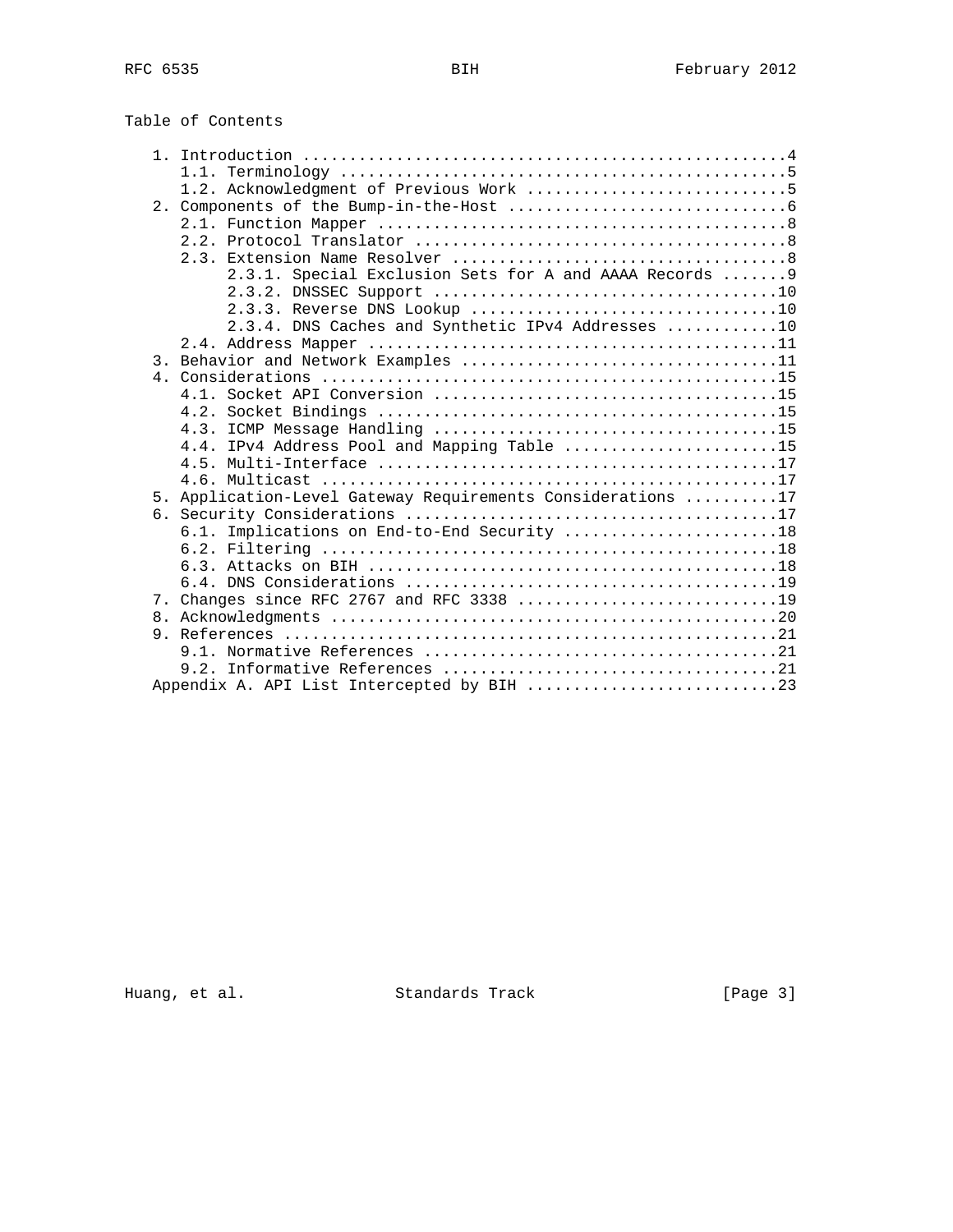## Table of Contents

```
   1. Introduction ....................................................4
      1.1. Terminology ................................................5
      1.2. Acknowledgment of Previous Work ............................5
   2. Components of the Bump-in-the-Host ..............................6
      2.1. Function Mapper ............................................8
      2.2. Protocol Translator ........................................8
      2.3. Extension Name Resolver ....................................8
           2.3.1. Special Exclusion Sets for A and AAAA Records .......9
           2.3.2. DNSSEC Support .....................................10
           2.3.3. Reverse DNS Lookup .................................10
           2.3.4. DNS Caches and Synthetic IPv4 Addresses ............10
      2.4. Address Mapper ............................................11
   3. Behavior and Network Examples ..................................11
   4. Considerations .................................................15
      4.1. Socket API Conversion .....................................15
      4.2. Socket Bindings ...........................................15
      4.3. ICMP Message Handling .....................................15
      4.4. IPv4 Address Pool and Mapping Table .......................15
      4.5. Multi-Interface ...........................................17
      4.6. Multicast .................................................17
   5. Application-Level Gateway Requirements Considerations ..........17
   6. Security Considerations ........................................17
      6.1. Implications on End-to-End Security .......................18
      6.2. Filtering .................................................18
      6.3. Attacks on BIH ............................................18
      6.4. DNS Considerations ........................................19
   7. Changes since RFC 2767 and RFC 3338 ............................19
   8. Acknowledgments ................................................20
   9. References .....................................................21
      9.1. Normative References ......................................21
      9.2. Informative References ....................................21
   Appendix A. API List Intercepted by BIH ...........................23
```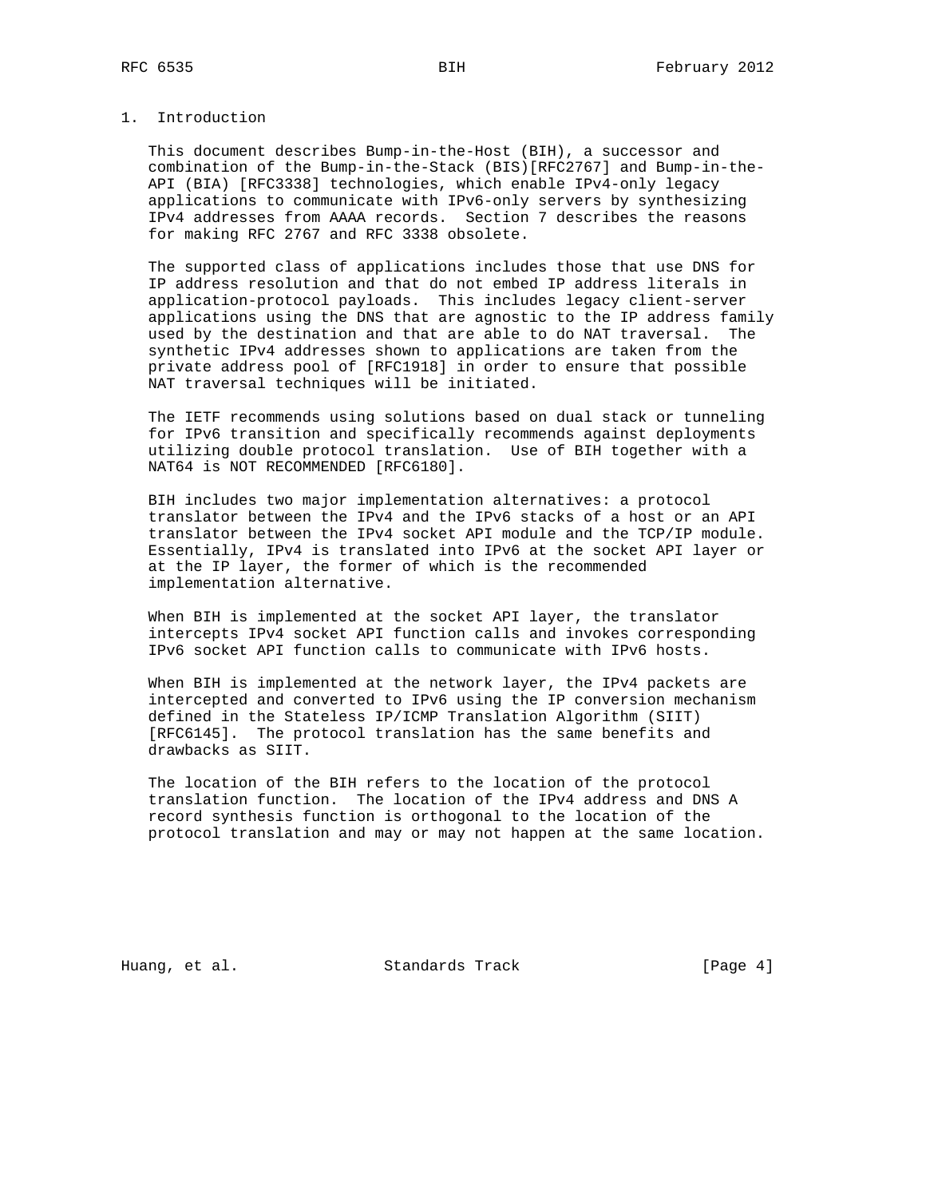# 1. Introduction

This document describes Bump-in-the-Host (BIH), a successor and combination of the Bump-in-the-Stack (BIS)[RFC2767] and Bump-in-the-API (BIA) [RFC3338] technologies, which enable IPv4-only legacy applications to communicate with IPv6-only servers by synthesizing IPv4 addresses from AAAA records. Section 7 describes the reasons for making RFC 2767 and RFC 3338 obsolete.

The supported class of applications includes those that use DNS for IP address resolution and that do not embed IP address literals in application-protocol payloads. This includes legacy client-server applications using the DNS that are agnostic to the IP address family used by the destination and that are able to do NAT traversal. The synthetic IPv4 addresses shown to applications are taken from the private address pool of [RFC1918] in order to ensure that possible NAT traversal techniques will be initiated.

The IETF recommends using solutions based on dual stack or tunneling for IPv6 transition and specifically recommends against deployments utilizing double protocol translation. Use of BIH together with a NAT64 is NOT RECOMMENDED [RFC6180].

BIH includes two major implementation alternatives: a protocol translator between the IPv4 and the IPv6 stacks of a host or an API translator between the IPv4 socket API module and the TCP/IP module. Essentially, IPv4 is translated into IPv6 at the socket API layer or at the IP layer, the former of which is the recommended implementation alternative.

When BIH is implemented at the socket API layer, the translator intercepts IPv4 socket API function calls and invokes corresponding IPv6 socket API function calls to communicate with IPv6 hosts.

When BIH is implemented at the network layer, the IPv4 packets are intercepted and converted to IPv6 using the IP conversion mechanism defined in the Stateless IP/ICMP Translation Algorithm (SIIT) [RFC6145]. The protocol translation has the same benefits and drawbacks as SIIT.

The location of the BIH refers to the location of the protocol translation function. The location of the IPv4 address and DNS A record synthesis function is orthogonal to the location of the protocol translation and may or may not happen at the same location.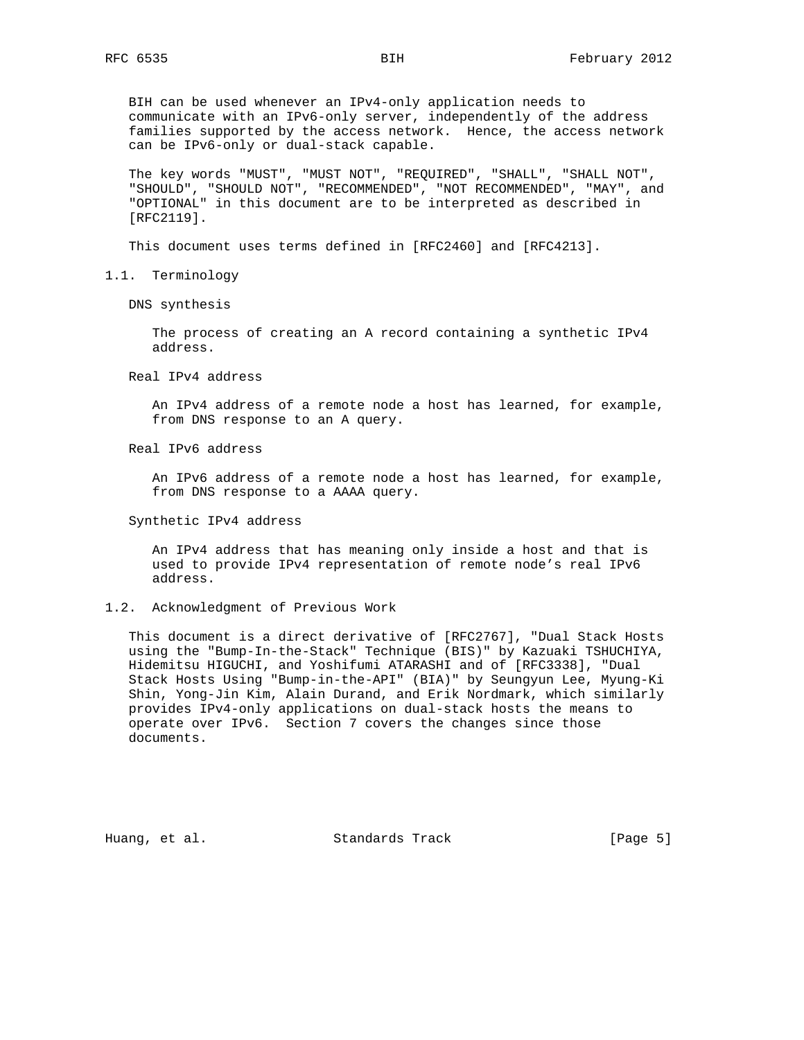BIH can be used whenever an IPv4-only application needs to communicate with an IPv6-only server, independently of the address families supported by the access network. Hence, the access network can be IPv6-only or dual-stack capable.

The key words "MUST", "MUST NOT", "REQUIRED", "SHALL", "SHALL NOT", "SHOULD", "SHOULD NOT", "RECOMMENDED", "NOT RECOMMENDED", "MAY", and "OPTIONAL" in this document are to be interpreted as described in [RFC2119].

This document uses terms defined in [RFC2460] and [RFC4213].

## 1.1. Terminology

DNS synthesis

> The process of creating an A record containing a synthetic IPv4 address.

Real IPv4 address

> An IPv4 address of a remote node a host has learned, for example, from DNS response to an A query.

Real IPv6 address

> An IPv6 address of a remote node a host has learned, for example, from DNS response to a AAAA query.

Synthetic IPv4 address

> An IPv4 address that has meaning only inside a host and that is used to provide IPv4 representation of remote node's real IPv6 address.

## 1.2. Acknowledgment of Previous Work

This document is a direct derivative of [RFC2767], "Dual Stack Hosts using the "Bump-In-the-Stack" Technique (BIS)" by Kazuaki TSHUCHIYA, Hidemitsu HIGUCHI, and Yoshifumi ATARASHI and of [RFC3338], "Dual Stack Hosts Using "Bump-in-the-API" (BIA)" by Seungyun Lee, Myung-Ki Shin, Yong-Jin Kim, Alain Durand, and Erik Nordmark, which similarly provides IPv4-only applications on dual-stack hosts the means to operate over IPv6. Section 7 covers the changes since those documents.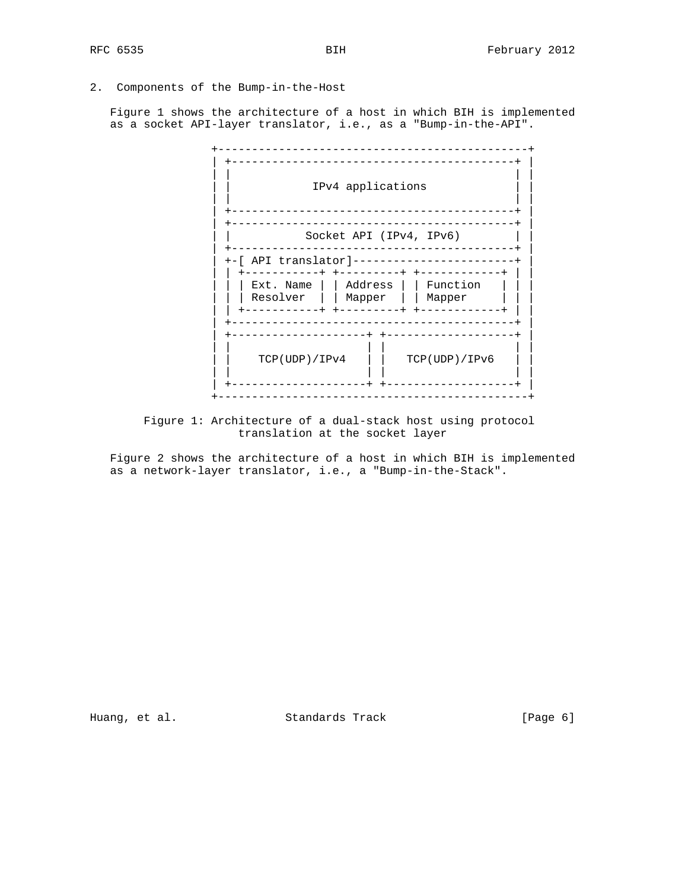## 2. Components of the Bump-in-the-Host

Figure 1 shows the architecture of a host in which BIH is implemented as a socket API-layer translator, i.e., as a "Bump-in-the-API".

```
 +----------------------------------------------+
 | +------------------------------------------+ |
 | |                                          | |
 | |             IPv4 applications            | |
 | |                                          | |
 | +------------------------------------------+ |
 | +------------------------------------------+ |
 | |           Socket API (IPv4, IPv6)        | |
 | +------------------------------------------+ |
 | +-[ API translator]------------------------+ |
 | | +-----------+ +---------+ +------------+ | |
 | | | Ext. Name | | Address | | Function   | | |
 | | | Resolver  | | Mapper  | | Mapper     | | |
 | | +-----------+ +---------+ +------------+ | |
 | +------------------------------------------+ |
 | +--------------------+ +-------------------+ |
 | |                    | |                   | |
 | |    TCP(UDP)/IPv4   | |   TCP(UDP)/IPv6   | |
 | |                    | |                   | |
 | +--------------------+ +-------------------+ |
 +----------------------------------------------+
```

Figure 1: Architecture of a dual-stack host using protocol translation at the socket layer

Figure 2 shows the architecture of a host in which BIH is implemented as a network-layer translator, i.e., a "Bump-in-the-Stack".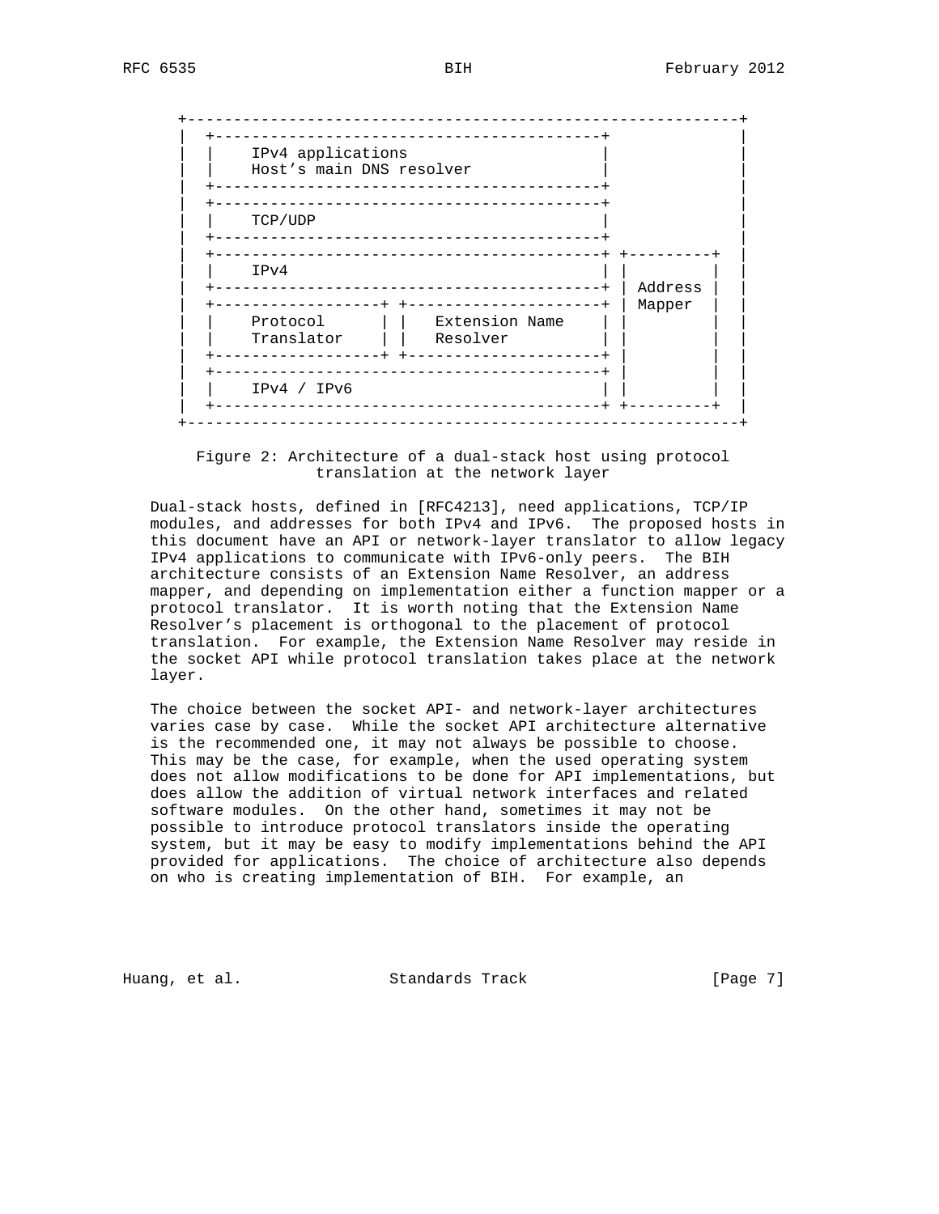```
+----------------------------------------------------------+
|  +-------------------------------------------+           |
|  |    IPv4 applications                      |           |
|  |    Host's main DNS resolver               |           |
|  +-------------------------------------------+           |
|  +-------------------------------------------+           |
|  |    TCP/UDP                                |           |
|  +-------------------------------------------+           |
|  +-------------------------------------------+ +---------+  |
|  |    IPv4                                   | |         |  |
|  +-------------------------------------------+ | Address |  |
|  +-------------------+ +---------------------+ | Mapper  |  |
|  |    Protocol       | |   Extension Name    | |         |  |
|  |    Translator     | |   Resolver          | |         |  |
|  +-------------------+ +---------------------+ |         |  |
|  +-------------------------------------------+ |         |  |
|  |    IPv4 / IPv6                            | |         |  |
|  +-------------------------------------------+ +---------+  |
+----------------------------------------------------------+
```

Figure 2: Architecture of a dual-stack host using protocol translation at the network layer

Dual-stack hosts, defined in [RFC4213], need applications, TCP/IP modules, and addresses for both IPv4 and IPv6. The proposed hosts in this document have an API or network-layer translator to allow legacy IPv4 applications to communicate with IPv6-only peers. The BIH architecture consists of an Extension Name Resolver, an address mapper, and depending on implementation either a function mapper or a protocol translator. It is worth noting that the Extension Name Resolver's placement is orthogonal to the placement of protocol translation. For example, the Extension Name Resolver may reside in the socket API while protocol translation takes place at the network layer.

The choice between the socket API- and network-layer architectures varies case by case. While the socket API architecture alternative is the recommended one, it may not always be possible to choose. This may be the case, for example, when the used operating system does not allow modifications to be done for API implementations, but does allow the addition of virtual network interfaces and related software modules. On the other hand, sometimes it may not be possible to introduce protocol translators inside the operating system, but it may be easy to modify implementations behind the API provided for applications. The choice of architecture also depends on who is creating implementation of BIH. For example, an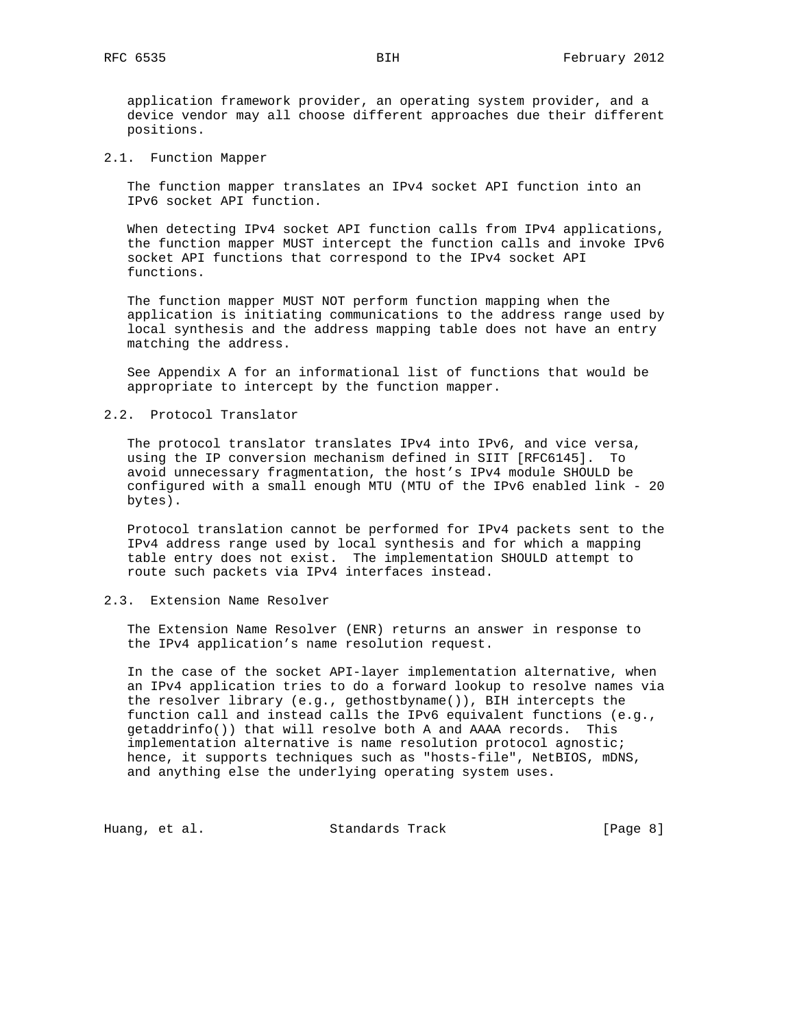application framework provider, an operating system provider, and a device vendor may all choose different approaches due their different positions.

### 2.1. Function Mapper

The function mapper translates an IPv4 socket API function into an IPv6 socket API function.

When detecting IPv4 socket API function calls from IPv4 applications, the function mapper MUST intercept the function calls and invoke IPv6 socket API functions that correspond to the IPv4 socket API functions.

The function mapper MUST NOT perform function mapping when the application is initiating communications to the address range used by local synthesis and the address mapping table does not have an entry matching the address.

See Appendix A for an informational list of functions that would be appropriate to intercept by the function mapper.

### 2.2. Protocol Translator

The protocol translator translates IPv4 into IPv6, and vice versa, using the IP conversion mechanism defined in SIIT [RFC6145]. To avoid unnecessary fragmentation, the host's IPv4 module SHOULD be configured with a small enough MTU (MTU of the IPv6 enabled link - 20 bytes).

Protocol translation cannot be performed for IPv4 packets sent to the IPv4 address range used by local synthesis and for which a mapping table entry does not exist. The implementation SHOULD attempt to route such packets via IPv4 interfaces instead.

### 2.3. Extension Name Resolver

The Extension Name Resolver (ENR) returns an answer in response to the IPv4 application's name resolution request.

In the case of the socket API-layer implementation alternative, when an IPv4 application tries to do a forward lookup to resolve names via the resolver library (e.g., gethostbyname()), BIH intercepts the function call and instead calls the IPv6 equivalent functions (e.g., getaddrinfo()) that will resolve both A and AAAA records. This implementation alternative is name resolution protocol agnostic; hence, it supports techniques such as "hosts-file", NetBIOS, mDNS, and anything else the underlying operating system uses.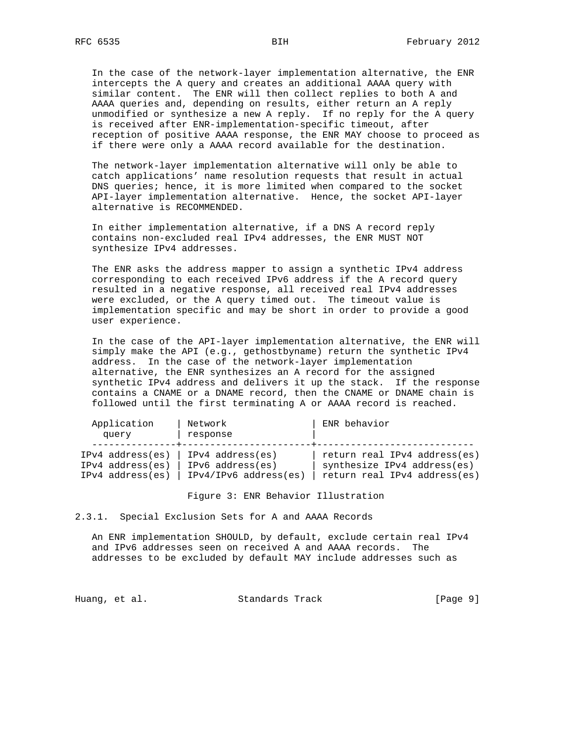In the case of the network-layer implementation alternative, the ENR intercepts the A query and creates an additional AAAA query with similar content. The ENR will then collect replies to both A and AAAA queries and, depending on results, either return an A reply unmodified or synthesize a new A reply. If no reply for the A query is received after ENR-implementation-specific timeout, after reception of positive AAAA response, the ENR MAY choose to proceed as if there were only a AAAA record available for the destination.

The network-layer implementation alternative will only be able to catch applications' name resolution requests that result in actual DNS queries; hence, it is more limited when compared to the socket API-layer implementation alternative. Hence, the socket API-layer alternative is RECOMMENDED.

In either implementation alternative, if a DNS A record reply contains non-excluded real IPv4 addresses, the ENR MUST NOT synthesize IPv4 addresses.

The ENR asks the address mapper to assign a synthetic IPv4 address corresponding to each received IPv6 address if the A record query resulted in a negative response, all received real IPv4 addresses were excluded, or the A query timed out. The timeout value is implementation specific and may be short in order to provide a good user experience.

In the case of the API-layer implementation alternative, the ENR will simply make the API (e.g., gethostbyname) return the synthetic IPv4 address. In the case of the network-layer implementation alternative, the ENR synthesizes an A record for the assigned synthetic IPv4 address and delivers it up the stack. If the response contains a CNAME or a DNAME record, then the CNAME or DNAME chain is followed until the first terminating A or AAAA record is reached.

| Application query | Network response | ENR behavior |
|---|---|---|
| IPv4 address(es) | IPv4 address(es) | return real IPv4 address(es) |
| IPv4 address(es) | IPv6 address(es) | synthesize IPv4 address(es) |
| IPv4 address(es) | IPv4/IPv6 address(es) | return real IPv4 address(es) |

Figure 3: ENR Behavior Illustration

### 2.3.1. Special Exclusion Sets for A and AAAA Records

An ENR implementation SHOULD, by default, exclude certain real IPv4 and IPv6 addresses seen on received A and AAAA records. The addresses to be excluded by default MAY include addresses such as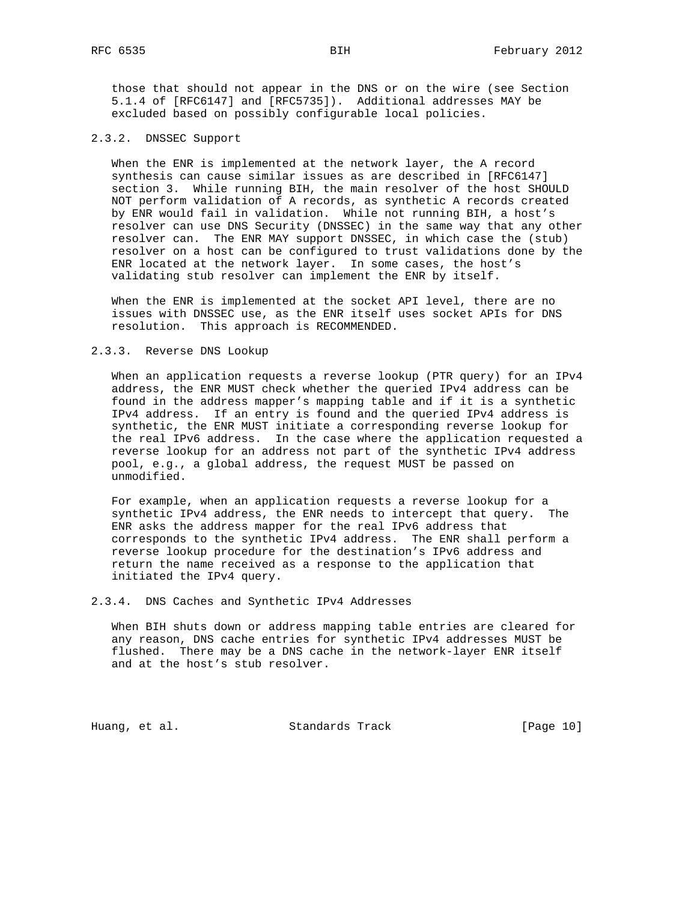those that should not appear in the DNS or on the wire (see Section 5.1.4 of [RFC6147] and [RFC5735]). Additional addresses MAY be excluded based on possibly configurable local policies.

### 2.3.2. DNSSEC Support

When the ENR is implemented at the network layer, the A record synthesis can cause similar issues as are described in [RFC6147] section 3. While running BIH, the main resolver of the host SHOULD NOT perform validation of A records, as synthetic A records created by ENR would fail in validation. While not running BIH, a host's resolver can use DNS Security (DNSSEC) in the same way that any other resolver can. The ENR MAY support DNSSEC, in which case the (stub) resolver on a host can be configured to trust validations done by the ENR located at the network layer. In some cases, the host's validating stub resolver can implement the ENR by itself.

When the ENR is implemented at the socket API level, there are no issues with DNSSEC use, as the ENR itself uses socket APIs for DNS resolution. This approach is RECOMMENDED.

### 2.3.3. Reverse DNS Lookup

When an application requests a reverse lookup (PTR query) for an IPv4 address, the ENR MUST check whether the queried IPv4 address can be found in the address mapper's mapping table and if it is a synthetic IPv4 address. If an entry is found and the queried IPv4 address is synthetic, the ENR MUST initiate a corresponding reverse lookup for the real IPv6 address. In the case where the application requested a reverse lookup for an address not part of the synthetic IPv4 address pool, e.g., a global address, the request MUST be passed on unmodified.

For example, when an application requests a reverse lookup for a synthetic IPv4 address, the ENR needs to intercept that query. The ENR asks the address mapper for the real IPv6 address that corresponds to the synthetic IPv4 address. The ENR shall perform a reverse lookup procedure for the destination's IPv6 address and return the name received as a response to the application that initiated the IPv4 query.

### 2.3.4. DNS Caches and Synthetic IPv4 Addresses

When BIH shuts down or address mapping table entries are cleared for any reason, DNS cache entries for synthetic IPv4 addresses MUST be flushed. There may be a DNS cache in the network-layer ENR itself and at the host's stub resolver.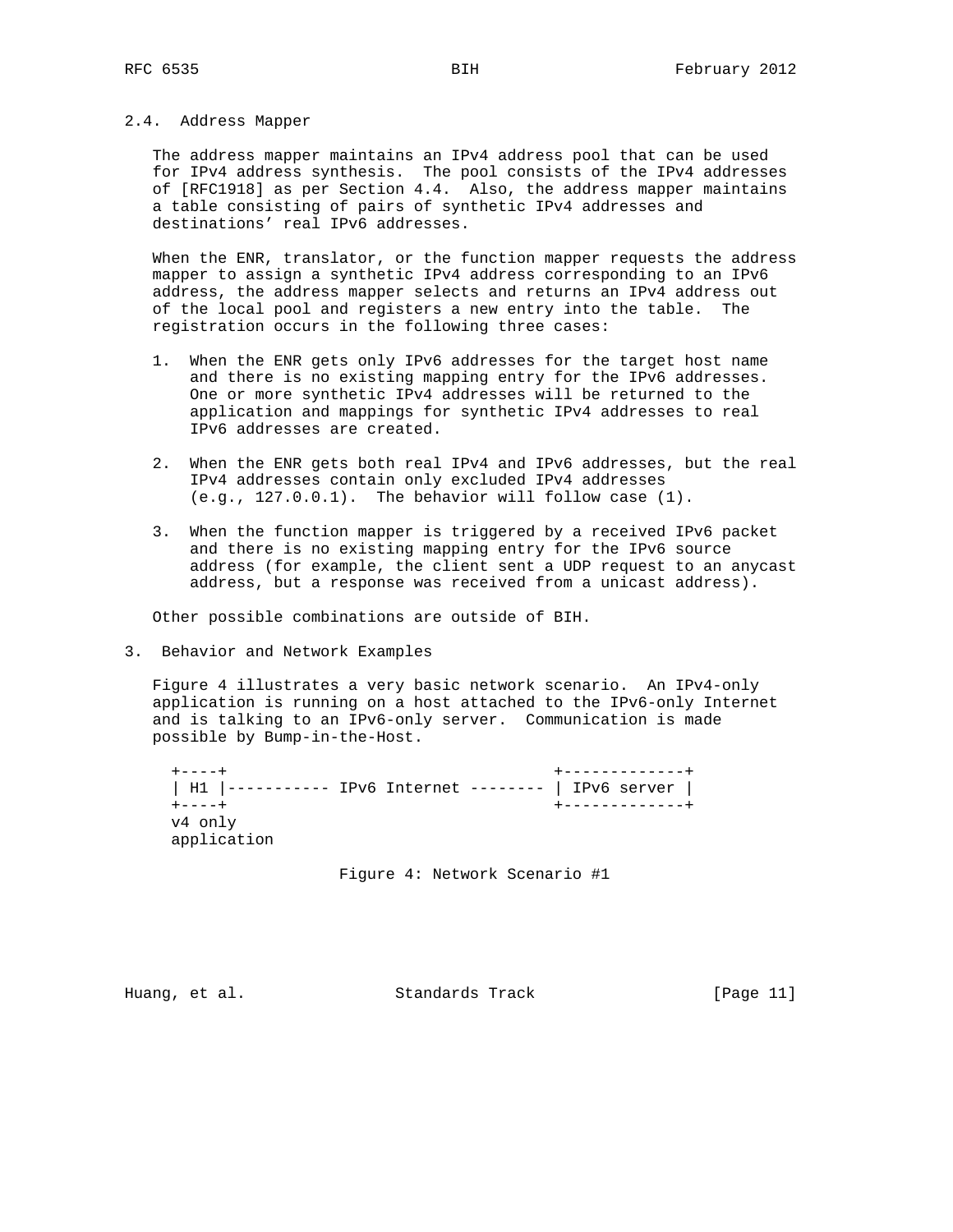## 2.4. Address Mapper

The address mapper maintains an IPv4 address pool that can be used for IPv4 address synthesis. The pool consists of the IPv4 addresses of [RFC1918] as per Section 4.4. Also, the address mapper maintains a table consisting of pairs of synthetic IPv4 addresses and destinations' real IPv6 addresses.

When the ENR, translator, or the function mapper requests the address mapper to assign a synthetic IPv4 address corresponding to an IPv6 address, the address mapper selects and returns an IPv4 address out of the local pool and registers a new entry into the table. The registration occurs in the following three cases:

1. When the ENR gets only IPv6 addresses for the target host name and there is no existing mapping entry for the IPv6 addresses. One or more synthetic IPv4 addresses will be returned to the application and mappings for synthetic IPv4 addresses to real IPv6 addresses are created.

2. When the ENR gets both real IPv4 and IPv6 addresses, but the real IPv4 addresses contain only excluded IPv4 addresses (e.g., 127.0.0.1). The behavior will follow case (1).

3. When the function mapper is triggered by a received IPv6 packet and there is no existing mapping entry for the IPv6 source address (for example, the client sent a UDP request to an anycast address, but a response was received from a unicast address).

Other possible combinations are outside of BIH.

# 3. Behavior and Network Examples

Figure 4 illustrates a very basic network scenario. An IPv4-only application is running on a host attached to the IPv6-only Internet and is talking to an IPv6-only server. Communication is made possible by Bump-in-the-Host.

```
+----+                                 +-------------+
| H1 |----------- IPv6 Internet -------- | IPv6 server |
+----+                                 +-------------+
v4 only
application
```

Figure 4: Network Scenario #1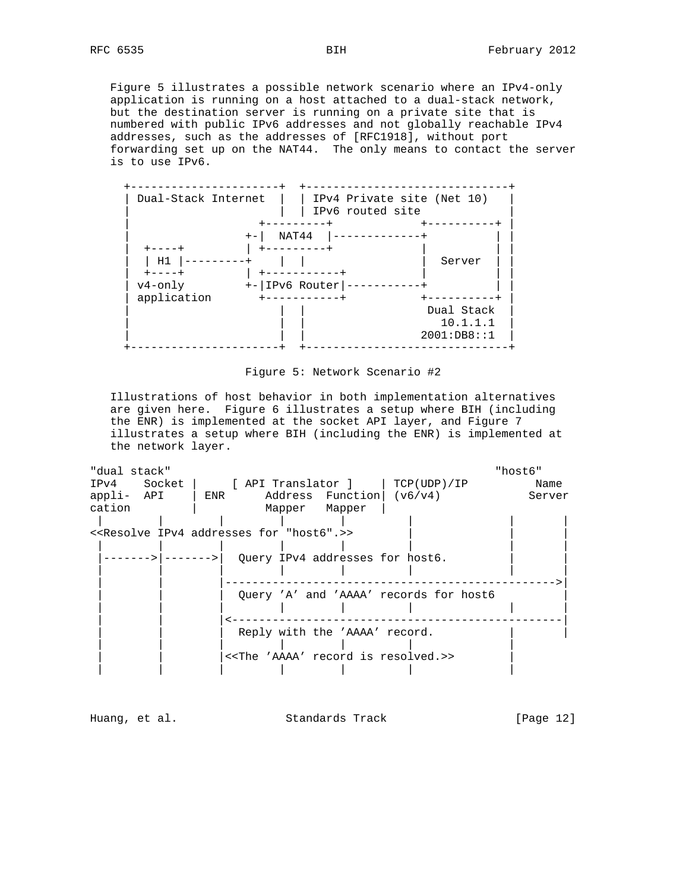Figure 5 illustrates a possible network scenario where an IPv4-only application is running on a host attached to a dual-stack network, but the destination server is running on a private site that is numbered with public IPv6 addresses and not globally reachable IPv4 addresses, such as the addresses of [RFC1918], without port forwarding set up on the NAT44. The only means to contact the server is to use IPv6.

```
 +----------------------+  +------------------------------+
 | Dual-Stack Internet  |  | IPv4 Private site (Net 10)   |
 |                      |  | IPv6 routed site             |
 |                   +---------+            +----------+ |
 |                 +-|  NAT44  |-------------+          | |
 |  +----+         | +---------+             |          | |
 |  | H1 |---------+    |  |                 |  Server  | |
 |  +----+         | +-----------+           |          | |
 | v4-only         +-|IPv6 Router|-----------+          | |
 | application       +-----------+           +----------+ |
 |                      |  |                  Dual Stack  |
 |                      |  |                    10.1.1.1  |
 |                      |  |                 2001:DB8::1  |
 +----------------------+  +------------------------------+
```

Figure 5: Network Scenario #2

Illustrations of host behavior in both implementation alternatives are given here. Figure 6 illustrates a setup where BIH (including the ENR) is implemented at the socket API layer, and Figure 7 illustrates a setup where BIH (including the ENR) is implemented at the network layer.

```
"dual stack"                                                 "host6"
IPv4    Socket |     [ API Translator ]    | TCP(UDP)/IP          Name
appli-  API    | ENR      Address  Function| (v6/v4)             Server
cation         |          Mapper   Mapper  |
 |        |        |         |         |         |          |        |
<<Resolve IPv4 addresses for "host6".>>           |          |        |
 |        |        |         |         |         |          |        |
 |------->|------->|  Query IPv4 addresses for host6.        |        |
 |        |        |         |         |         |          |        |
 |        |        |------------------------------------------------>|
 |        |        |  Query 'A' and 'AAAA' records for host6          |
 |        |        |         |         |         |          |        |
 |        |        |<------------------------------------------------|
 |        |        |  Reply with the 'AAAA' record.          |        |
 |        |        |         |         |         |          |
 |        |        |<<The 'AAAA' record is resolved.>>       |
 |        |        |         |         |         |          |
```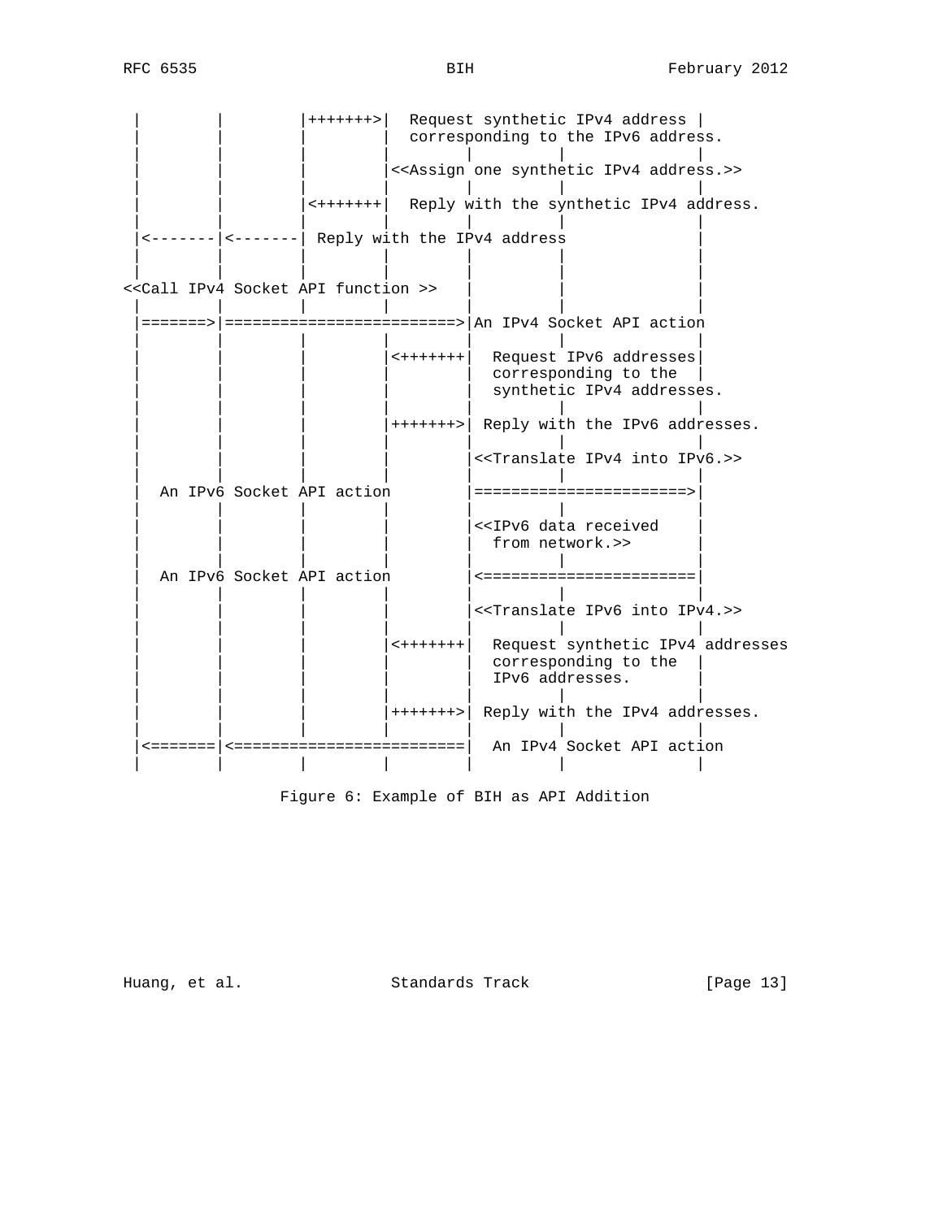```
 |         |         |+++++++>|  Request synthetic IPv4 address |
 |         |         |         |  corresponding to the IPv6 address.
 |         |         |         |         |          |              |
 |         |         |         |<<Assign one synthetic IPv4 address.>>
 |         |         |         |         |          |              |
 |         |         |<+++++++|  Reply with the synthetic IPv4 address.
 |         |         |         |         |          |              |
 |<-------|<-------| Reply with the IPv4 address                  |
 |         |         |         |         |          |              |
 |         |         |         |         |          |              |
<<Call IPv4 Socket API function >>       |          |              |
 |         |         |         |         |          |              |
 |=======>|========================>|An IPv4 Socket API action
 |         |         |         |         |          |              |
 |         |         |         |<+++++++|  Request IPv6 addresses|
 |         |         |         |         |  corresponding to the  |
 |         |         |         |         |  synthetic IPv4 addresses.
 |         |         |         |         |          |              |
 |         |         |         |+++++++>| Reply with the IPv6 addresses.
 |         |         |         |         |          |              |
 |         |         |         |         |<<Translate IPv4 into IPv6.>>
 |         |         |         |         |          |              |
 |  An IPv6 Socket API action           |======================>|
 |         |         |         |         |          |              |
 |         |         |         |         |<<IPv6 data received    |
 |         |         |         |         |  from network.>>       |
 |         |         |         |         |          |              |
 |  An IPv6 Socket API action           |<======================|
 |         |         |         |         |          |              |
 |         |         |         |         |<<Translate IPv6 into IPv4.>>
 |         |         |         |         |          |              |
 |         |         |         |<+++++++|  Request synthetic IPv4 addresses
 |         |         |         |         |  corresponding to the  |
 |         |         |         |         |  IPv6 addresses.       |
 |         |         |         |         |          |              |
 |         |         |         |+++++++>| Reply with the IPv4 addresses.
 |         |         |         |         |          |              |
 |<=======|<========================|  An IPv4 Socket API action
 |         |         |         |         |          |              |
```

Figure 6: Example of BIH as API Addition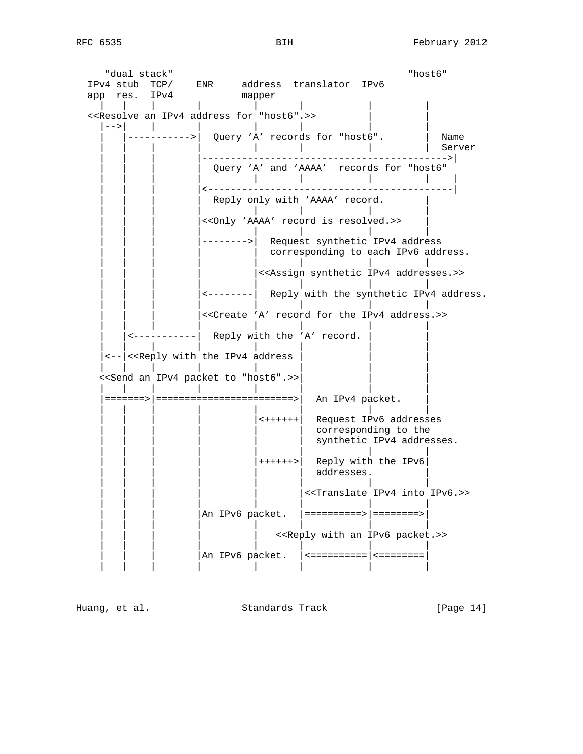```
     "dual stack"                                          "host6"
  IPv4 stub  TCP/    ENR     address  translator  IPv6
  app  res.  IPv4            mapper
    |   |     |       |         |       |           |         |
  <<Resolve an IPv4 address for "host6".>>          |         |
    |-->|     |       |         |       |           |         |
    |   |----------->|  Query 'A' records for "host6".       |  Name
    |   |     |       |         |       |           |         |  Server
    |   |     |       |------------------------------------------->|
    |   |     |       |  Query 'A' and 'AAAA'  records for "host6"
    |   |     |       |         |       |           |         |    |
    |   |     |       |<-------------------------------------------|
    |   |     |       |  Reply only with 'AAAA' record.       |
    |   |     |       |         |       |           |         |
    |   |     |       |<<Only 'AAAA' record is resolved.>>    |
    |   |     |       |         |       |           |         |
    |   |     |       |-------->|  Request synthetic IPv4 address
    |   |     |       |         |  corresponding to each IPv6 address.
    |   |     |       |         |       |           |         |
    |   |     |       |         |<<Assign synthetic IPv4 addresses.>>
    |   |     |       |         |       |           |         |
    |   |     |       |<--------|  Reply with the synthetic IPv4 address.
    |   |     |       |         |       |           |         |
    |   |     |       |<<Create 'A' record for the IPv4 address.>>
    |   |     |       |         |       |           |         |
    |   |<-----------|  Reply with the 'A' record. |         |
    |   |     |       |         |       |           |         |
    |<--|<<Reply with the IPv4 address |           |         |
    |   |     |       |         |       |           |         |
   <<Send an IPv4 packet to "host6".>>|           |         |
    |   |     |       |         |       |           |         |
    |=======>|=======================>|  An IPv4 packet.    |
    |   |     |       |         |       |           |         |
    |   |     |       |         |<++++++|  Request IPv6 addresses
    |   |     |       |         |       |  corresponding to the
    |   |     |       |         |       |  synthetic IPv4 addresses.
    |   |     |       |         |       |           |         |
    |   |     |       |         |++++++>|  Reply with the IPv6|
    |   |     |       |         |       |  addresses.         |
    |   |     |       |         |       |           |         |
    |   |     |       |         |       |<<Translate IPv4 into IPv6.>>
    |   |     |       |         |       |           |         |
    |   |     |       |An IPv6 packet.  |==========>|========>|
    |   |     |       |         |       |           |         |
    |   |     |       |         |   <<Reply with an IPv6 packet.>>
    |   |     |       |         |       |           |         |
    |   |     |       |An IPv6 packet.  |<==========|<========|
    |   |     |       |         |       |           |         |
```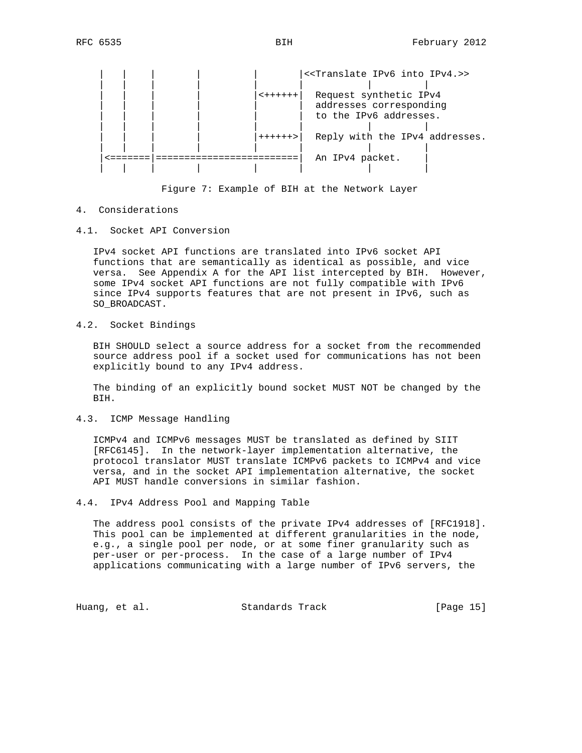```
    |   |    |       |         |       |<<Translate IPv6 into IPv4.>>
    |   |    |       |         |       |           |         |
    |   |    |       |         |<++++++|  Request synthetic IPv4
    |   |    |       |         |       |  addresses corresponding
    |   |    |       |         |       |  to the IPv6 addresses.
    |   |    |       |         |       |           |         |
    |   |    |       |         |++++++>|  Reply with the IPv4 addresses.
    |   |    |       |         |       |           |         |
    |<=======|=======================|  An IPv4 packet.    |
    |   |    |       |         |       |           |         |
```

Figure 7: Example of BIH at the Network Layer

## 4. Considerations

### 4.1. Socket API Conversion

IPv4 socket API functions are translated into IPv6 socket API functions that are semantically as identical as possible, and vice versa. See Appendix A for the API list intercepted by BIH. However, some IPv4 socket API functions are not fully compatible with IPv6 since IPv4 supports features that are not present in IPv6, such as SO_BROADCAST.

### 4.2. Socket Bindings

BIH SHOULD select a source address for a socket from the recommended source address pool if a socket used for communications has not been explicitly bound to any IPv4 address.

The binding of an explicitly bound socket MUST NOT be changed by the BIH.

### 4.3. ICMP Message Handling

ICMPv4 and ICMPv6 messages MUST be translated as defined by SIIT [RFC6145]. In the network-layer implementation alternative, the protocol translator MUST translate ICMPv6 packets to ICMPv4 and vice versa, and in the socket API implementation alternative, the socket API MUST handle conversions in similar fashion.

### 4.4. IPv4 Address Pool and Mapping Table

The address pool consists of the private IPv4 addresses of [RFC1918]. This pool can be implemented at different granularities in the node, e.g., a single pool per node, or at some finer granularity such as per-user or per-process. In the case of a large number of IPv4 applications communicating with a large number of IPv6 servers, the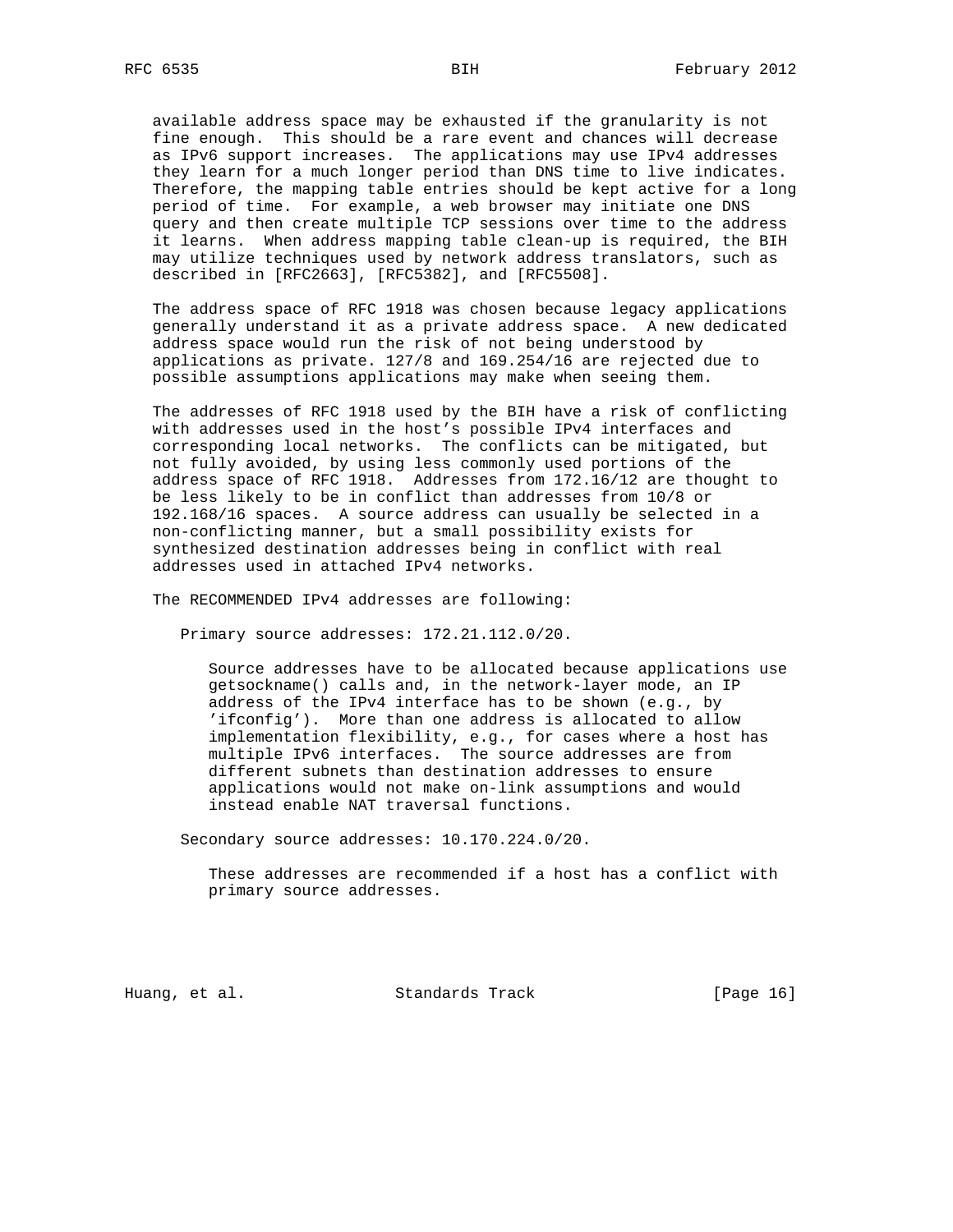available address space may be exhausted if the granularity is not fine enough. This should be a rare event and chances will decrease as IPv6 support increases. The applications may use IPv4 addresses they learn for a much longer period than DNS time to live indicates. Therefore, the mapping table entries should be kept active for a long period of time. For example, a web browser may initiate one DNS query and then create multiple TCP sessions over time to the address it learns. When address mapping table clean-up is required, the BIH may utilize techniques used by network address translators, such as described in [RFC2663], [RFC5382], and [RFC5508].

The address space of RFC 1918 was chosen because legacy applications generally understand it as a private address space. A new dedicated address space would run the risk of not being understood by applications as private. 127/8 and 169.254/16 are rejected due to possible assumptions applications may make when seeing them.

The addresses of RFC 1918 used by the BIH have a risk of conflicting with addresses used in the host's possible IPv4 interfaces and corresponding local networks. The conflicts can be mitigated, but not fully avoided, by using less commonly used portions of the address space of RFC 1918. Addresses from 172.16/12 are thought to be less likely to be in conflict than addresses from 10/8 or 192.168/16 spaces. A source address can usually be selected in a non-conflicting manner, but a small possibility exists for synthesized destination addresses being in conflict with real addresses used in attached IPv4 networks.

The RECOMMENDED IPv4 addresses are following:

Primary source addresses: 172.21.112.0/20.

> Source addresses have to be allocated because applications use getsockname() calls and, in the network-layer mode, an IP address of the IPv4 interface has to be shown (e.g., by 'ifconfig'). More than one address is allocated to allow implementation flexibility, e.g., for cases where a host has multiple IPv6 interfaces. The source addresses are from different subnets than destination addresses to ensure applications would not make on-link assumptions and would instead enable NAT traversal functions.

Secondary source addresses: 10.170.224.0/20.

> These addresses are recommended if a host has a conflict with primary source addresses.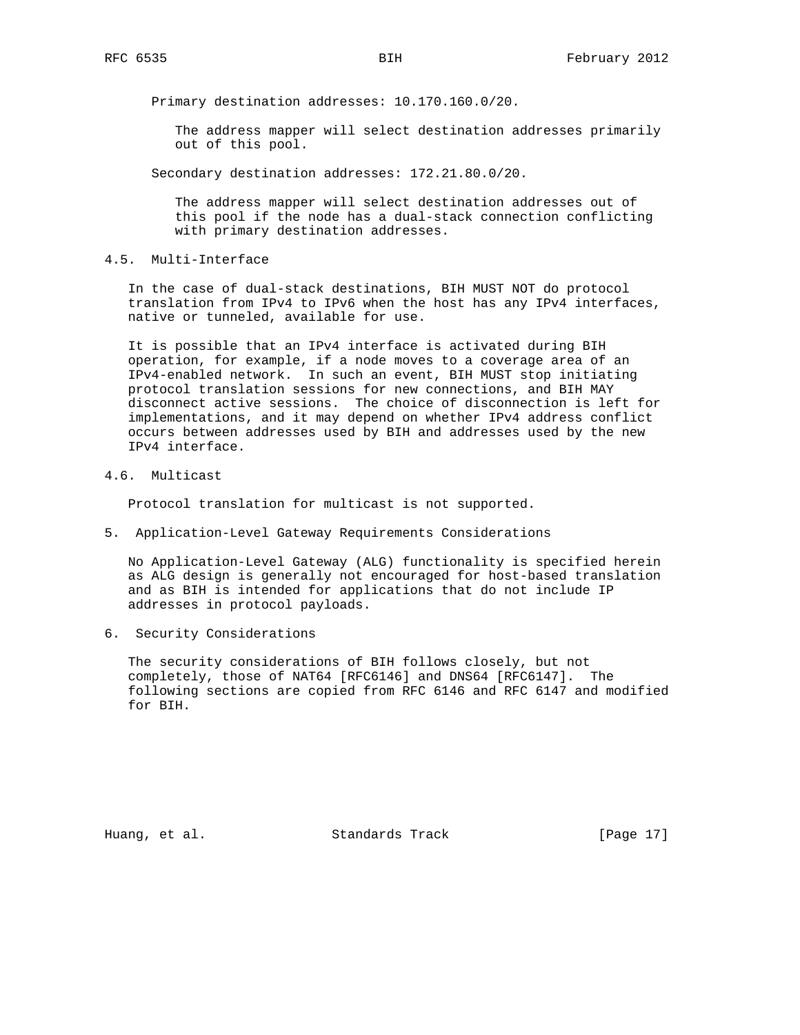Primary destination addresses: 10.170.160.0/20.

The address mapper will select destination addresses primarily out of this pool.

Secondary destination addresses: 172.21.80.0/20.

The address mapper will select destination addresses out of this pool if the node has a dual-stack connection conflicting with primary destination addresses.

## 4.5. Multi-Interface

In the case of dual-stack destinations, BIH MUST NOT do protocol translation from IPv4 to IPv6 when the host has any IPv4 interfaces, native or tunneled, available for use.

It is possible that an IPv4 interface is activated during BIH operation, for example, if a node moves to a coverage area of an IPv4-enabled network. In such an event, BIH MUST stop initiating protocol translation sessions for new connections, and BIH MAY disconnect active sessions. The choice of disconnection is left for implementations, and it may depend on whether IPv4 address conflict occurs between addresses used by BIH and addresses used by the new IPv4 interface.

## 4.6. Multicast

Protocol translation for multicast is not supported.

# 5. Application-Level Gateway Requirements Considerations

No Application-Level Gateway (ALG) functionality is specified herein as ALG design is generally not encouraged for host-based translation and as BIH is intended for applications that do not include IP addresses in protocol payloads.

# 6. Security Considerations

The security considerations of BIH follows closely, but not completely, those of NAT64 [RFC6146] and DNS64 [RFC6147]. The following sections are copied from RFC 6146 and RFC 6147 and modified for BIH.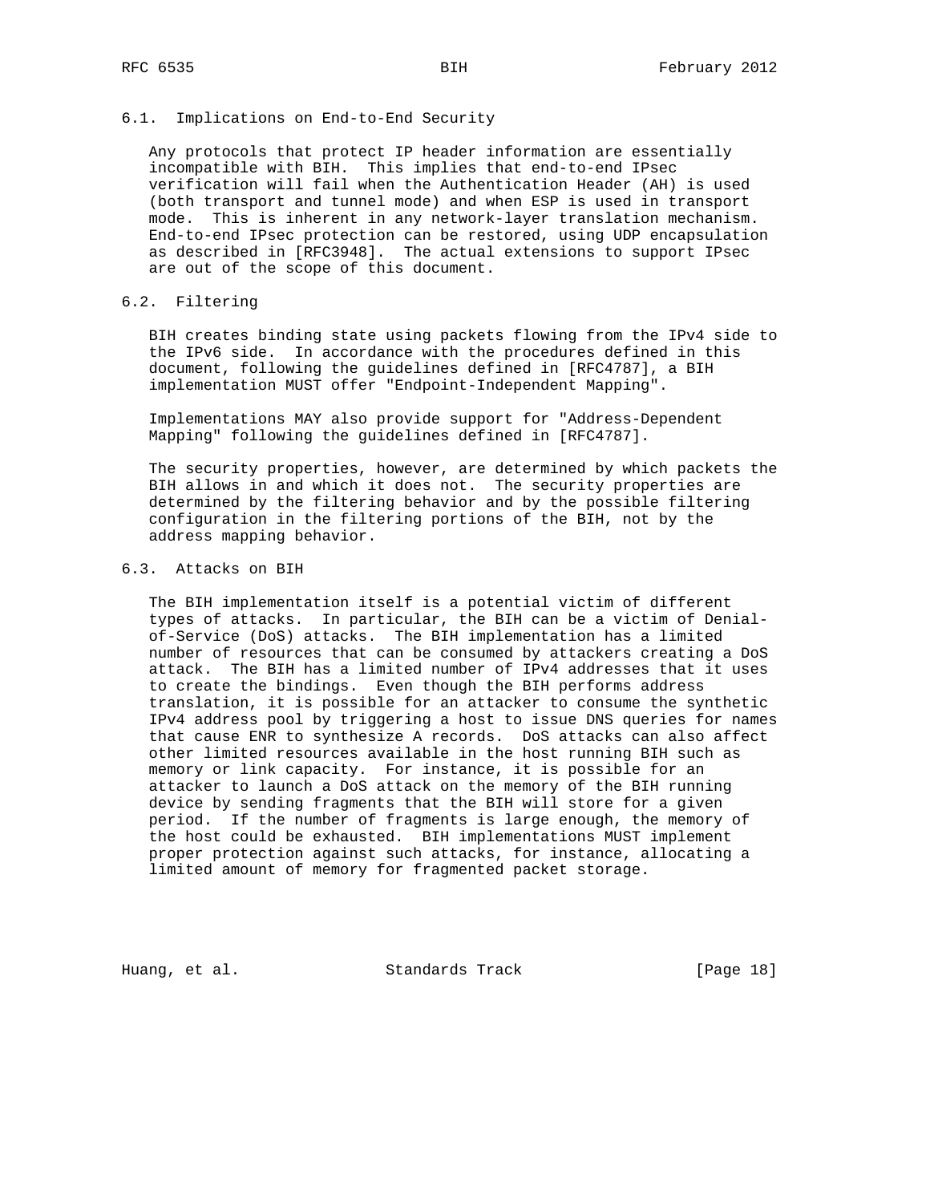### 6.1. Implications on End-to-End Security

Any protocols that protect IP header information are essentially incompatible with BIH. This implies that end-to-end IPsec verification will fail when the Authentication Header (AH) is used (both transport and tunnel mode) and when ESP is used in transport mode. This is inherent in any network-layer translation mechanism. End-to-end IPsec protection can be restored, using UDP encapsulation as described in [RFC3948]. The actual extensions to support IPsec are out of the scope of this document.

### 6.2. Filtering

BIH creates binding state using packets flowing from the IPv4 side to the IPv6 side. In accordance with the procedures defined in this document, following the guidelines defined in [RFC4787], a BIH implementation MUST offer "Endpoint-Independent Mapping".

Implementations MAY also provide support for "Address-Dependent Mapping" following the guidelines defined in [RFC4787].

The security properties, however, are determined by which packets the BIH allows in and which it does not. The security properties are determined by the filtering behavior and by the possible filtering configuration in the filtering portions of the BIH, not by the address mapping behavior.

### 6.3. Attacks on BIH

The BIH implementation itself is a potential victim of different types of attacks. In particular, the BIH can be a victim of Denial-of-Service (DoS) attacks. The BIH implementation has a limited number of resources that can be consumed by attackers creating a DoS attack. The BIH has a limited number of IPv4 addresses that it uses to create the bindings. Even though the BIH performs address translation, it is possible for an attacker to consume the synthetic IPv4 address pool by triggering a host to issue DNS queries for names that cause ENR to synthesize A records. DoS attacks can also affect other limited resources available in the host running BIH such as memory or link capacity. For instance, it is possible for an attacker to launch a DoS attack on the memory of the BIH running device by sending fragments that the BIH will store for a given period. If the number of fragments is large enough, the memory of the host could be exhausted. BIH implementations MUST implement proper protection against such attacks, for instance, allocating a limited amount of memory for fragmented packet storage.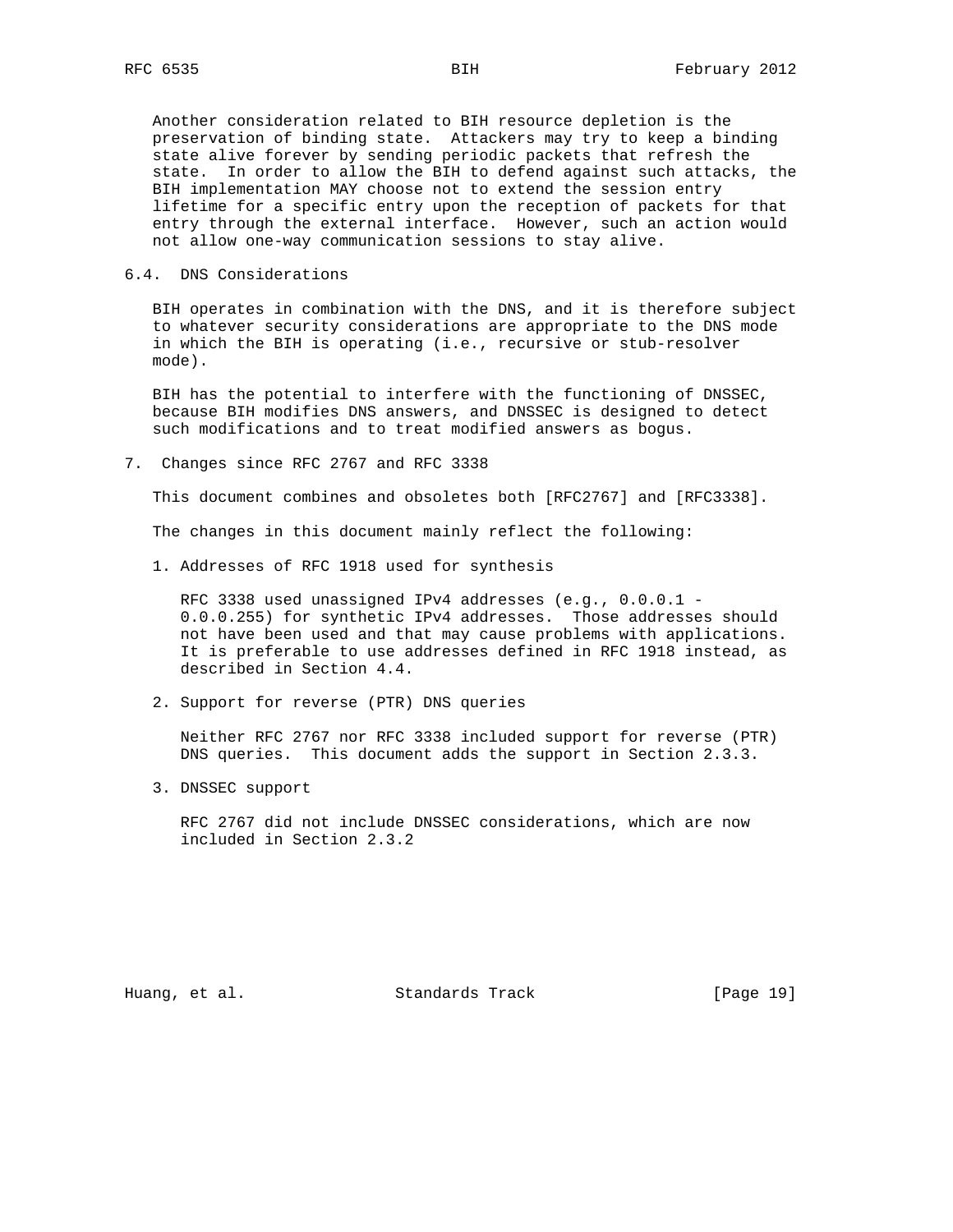Another consideration related to BIH resource depletion is the preservation of binding state. Attackers may try to keep a binding state alive forever by sending periodic packets that refresh the state. In order to allow the BIH to defend against such attacks, the BIH implementation MAY choose not to extend the session entry lifetime for a specific entry upon the reception of packets for that entry through the external interface. However, such an action would not allow one-way communication sessions to stay alive.

### 6.4. DNS Considerations

BIH operates in combination with the DNS, and it is therefore subject to whatever security considerations are appropriate to the DNS mode in which the BIH is operating (i.e., recursive or stub-resolver mode).

BIH has the potential to interfere with the functioning of DNSSEC, because BIH modifies DNS answers, and DNSSEC is designed to detect such modifications and to treat modified answers as bogus.

## 7. Changes since RFC 2767 and RFC 3338

This document combines and obsoletes both [RFC2767] and [RFC3338].

The changes in this document mainly reflect the following:

1. Addresses of RFC 1918 used for synthesis

   RFC 3338 used unassigned IPv4 addresses (e.g., 0.0.0.1 - 0.0.0.255) for synthetic IPv4 addresses. Those addresses should not have been used and that may cause problems with applications. It is preferable to use addresses defined in RFC 1918 instead, as described in Section 4.4.

2. Support for reverse (PTR) DNS queries

   Neither RFC 2767 nor RFC 3338 included support for reverse (PTR) DNS queries. This document adds the support in Section 2.3.3.

3. DNSSEC support

   RFC 2767 did not include DNSSEC considerations, which are now included in Section 2.3.2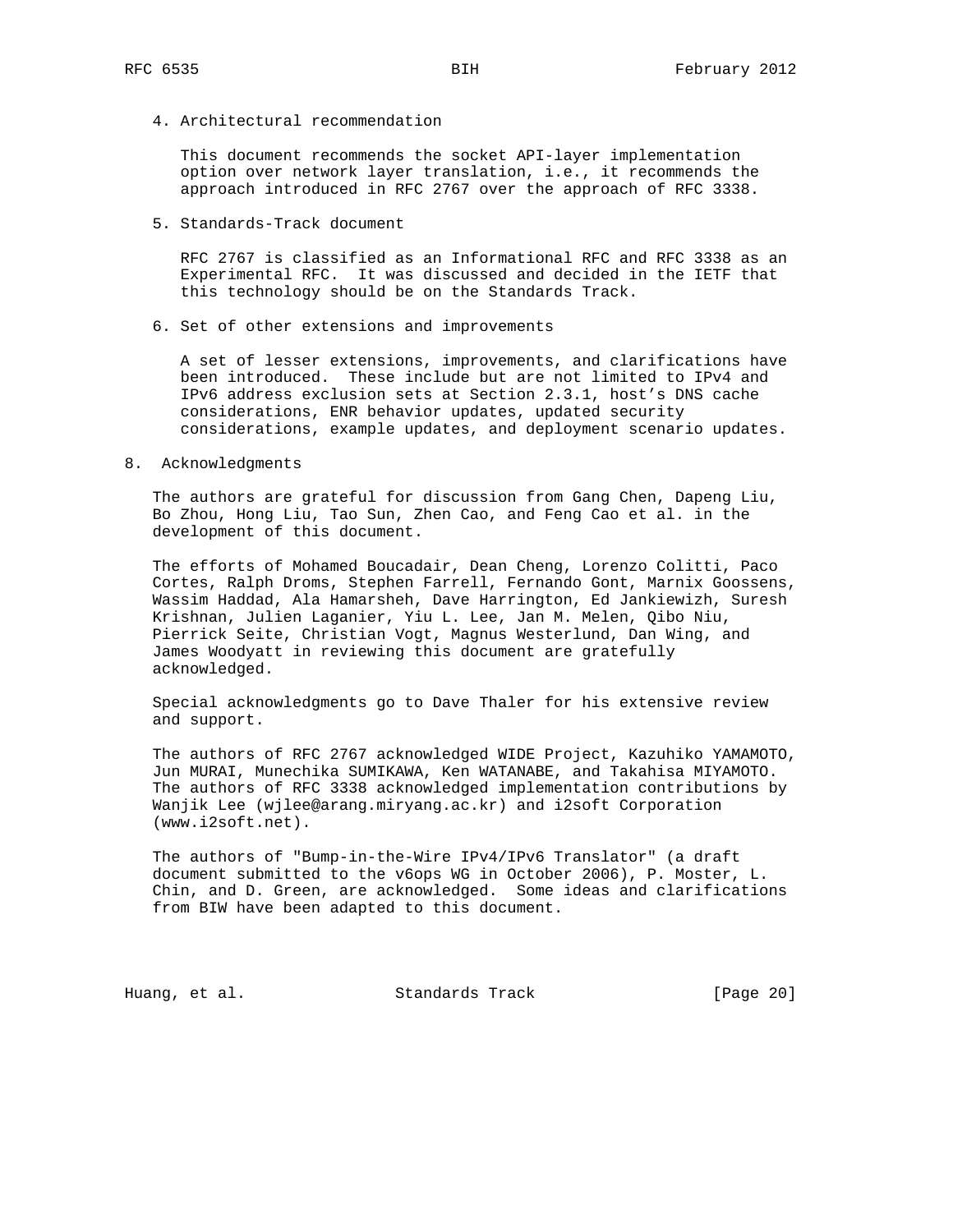4. Architectural recommendation

   This document recommends the socket API-layer implementation option over network layer translation, i.e., it recommends the approach introduced in RFC 2767 over the approach of RFC 3338.

5. Standards-Track document

   RFC 2767 is classified as an Informational RFC and RFC 3338 as an Experimental RFC. It was discussed and decided in the IETF that this technology should be on the Standards Track.

6. Set of other extensions and improvements

   A set of lesser extensions, improvements, and clarifications have been introduced. These include but are not limited to IPv4 and IPv6 address exclusion sets at Section 2.3.1, host's DNS cache considerations, ENR behavior updates, updated security considerations, example updates, and deployment scenario updates.

## 8. Acknowledgments

The authors are grateful for discussion from Gang Chen, Dapeng Liu, Bo Zhou, Hong Liu, Tao Sun, Zhen Cao, and Feng Cao et al. in the development of this document.

The efforts of Mohamed Boucadair, Dean Cheng, Lorenzo Colitti, Paco Cortes, Ralph Droms, Stephen Farrell, Fernando Gont, Marnix Goossens, Wassim Haddad, Ala Hamarsheh, Dave Harrington, Ed Jankiewizh, Suresh Krishnan, Julien Laganier, Yiu L. Lee, Jan M. Melen, Qibo Niu, Pierrick Seite, Christian Vogt, Magnus Westerlund, Dan Wing, and James Woodyatt in reviewing this document are gratefully acknowledged.

Special acknowledgments go to Dave Thaler for his extensive review and support.

The authors of RFC 2767 acknowledged WIDE Project, Kazuhiko YAMAMOTO, Jun MURAI, Munechika SUMIKAWA, Ken WATANABE, and Takahisa MIYAMOTO. The authors of RFC 3338 acknowledged implementation contributions by Wanjik Lee (wjlee@arang.miryang.ac.kr) and i2soft Corporation (www.i2soft.net).

The authors of "Bump-in-the-Wire IPv4/IPv6 Translator" (a draft document submitted to the v6ops WG in October 2006), P. Moster, L. Chin, and D. Green, are acknowledged. Some ideas and clarifications from BIW have been adapted to this document.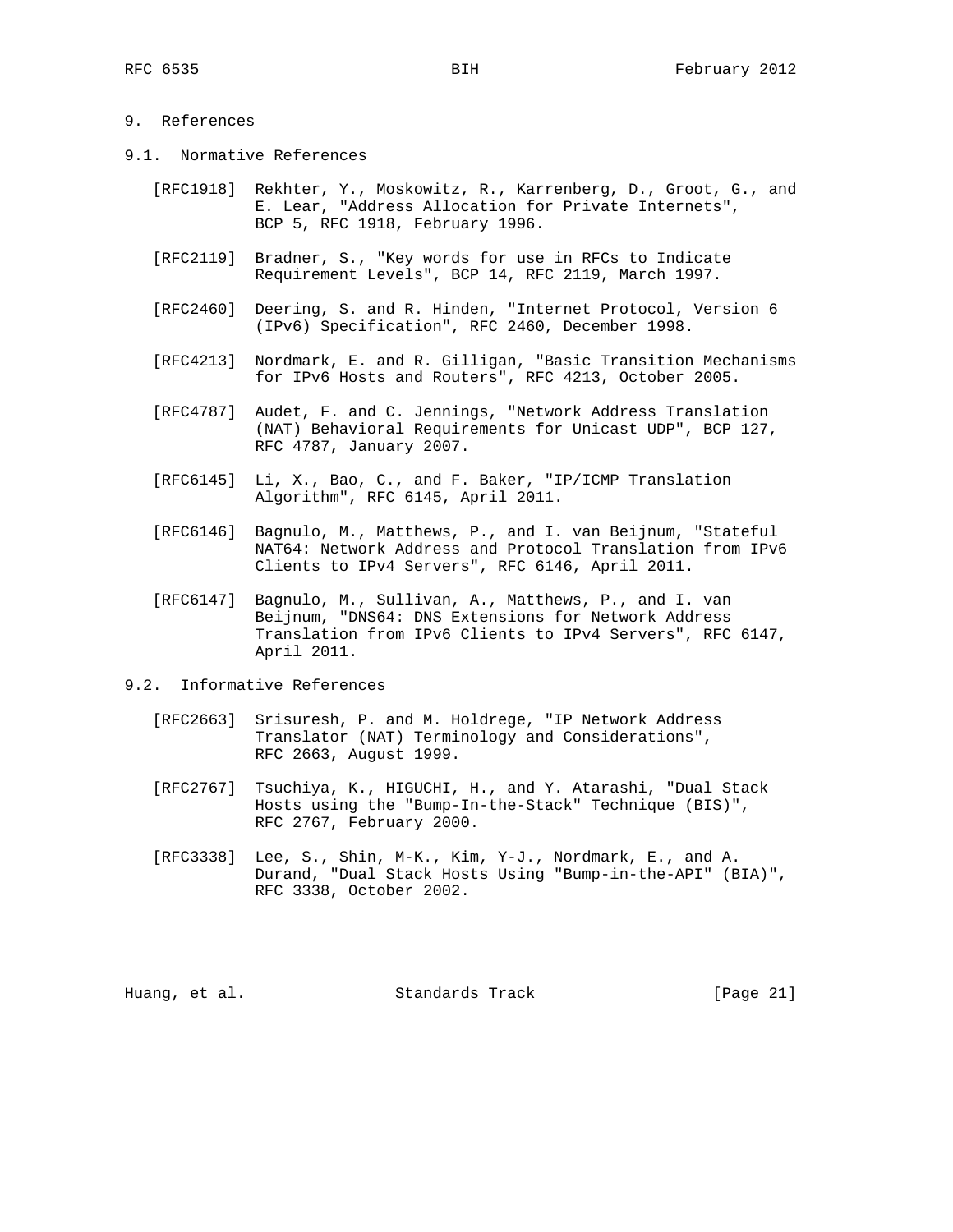# 9. References

## 9.1. Normative References

[RFC1918] Rekhter, Y., Moskowitz, R., Karrenberg, D., Groot, G., and E. Lear, "Address Allocation for Private Internets", BCP 5, RFC 1918, February 1996.

[RFC2119] Bradner, S., "Key words for use in RFCs to Indicate Requirement Levels", BCP 14, RFC 2119, March 1997.

[RFC2460] Deering, S. and R. Hinden, "Internet Protocol, Version 6 (IPv6) Specification", RFC 2460, December 1998.

[RFC4213] Nordmark, E. and R. Gilligan, "Basic Transition Mechanisms for IPv6 Hosts and Routers", RFC 4213, October 2005.

[RFC4787] Audet, F. and C. Jennings, "Network Address Translation (NAT) Behavioral Requirements for Unicast UDP", BCP 127, RFC 4787, January 2007.

[RFC6145] Li, X., Bao, C., and F. Baker, "IP/ICMP Translation Algorithm", RFC 6145, April 2011.

[RFC6146] Bagnulo, M., Matthews, P., and I. van Beijnum, "Stateful NAT64: Network Address and Protocol Translation from IPv6 Clients to IPv4 Servers", RFC 6146, April 2011.

[RFC6147] Bagnulo, M., Sullivan, A., Matthews, P., and I. van Beijnum, "DNS64: DNS Extensions for Network Address Translation from IPv6 Clients to IPv4 Servers", RFC 6147, April 2011.

## 9.2. Informative References

[RFC2663] Srisuresh, P. and M. Holdrege, "IP Network Address Translator (NAT) Terminology and Considerations", RFC 2663, August 1999.

[RFC2767] Tsuchiya, K., HIGUCHI, H., and Y. Atarashi, "Dual Stack Hosts using the "Bump-In-the-Stack" Technique (BIS)", RFC 2767, February 2000.

[RFC3338] Lee, S., Shin, M-K., Kim, Y-J., Nordmark, E., and A. Durand, "Dual Stack Hosts Using "Bump-in-the-API" (BIA)", RFC 3338, October 2002.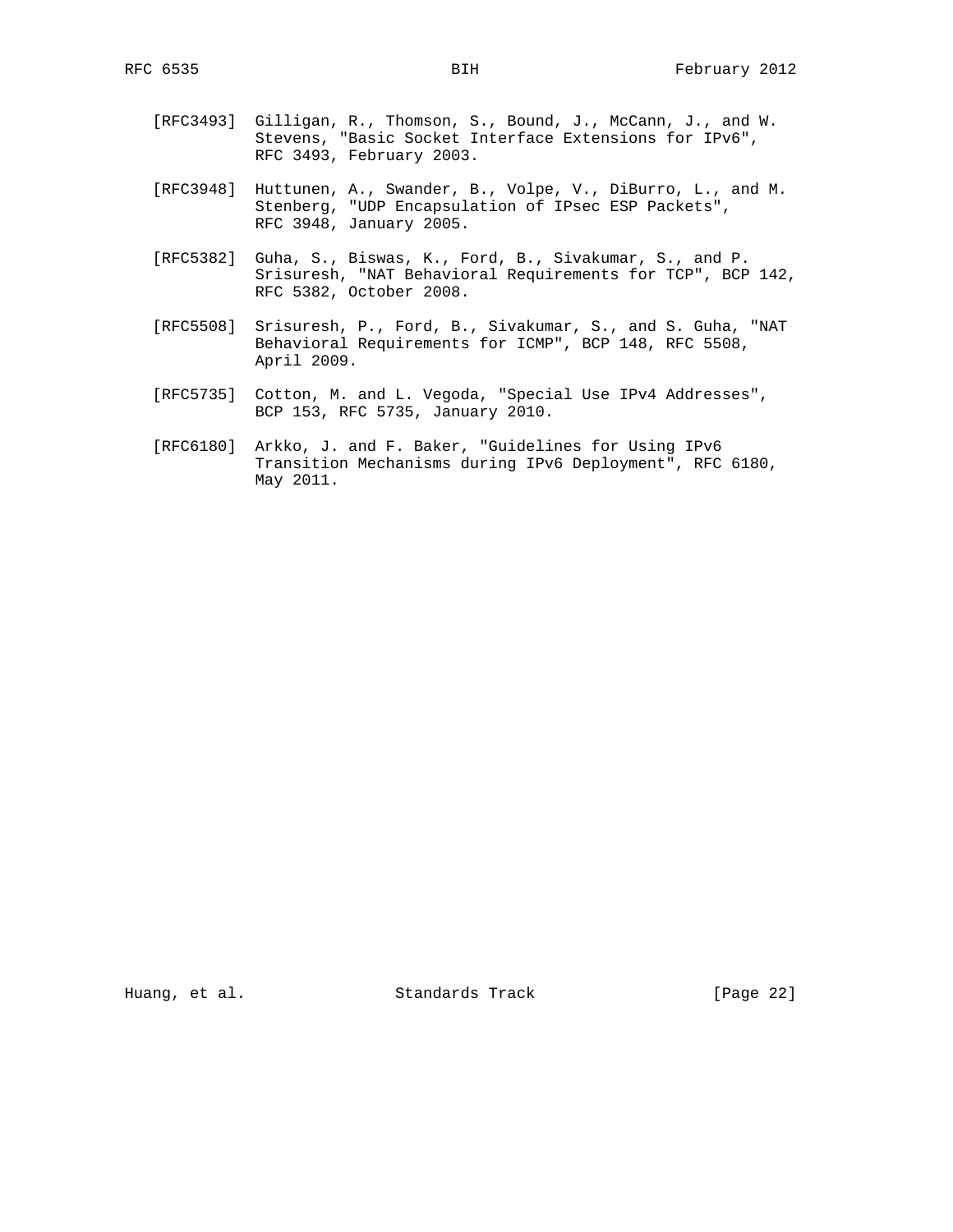[RFC3493] Gilligan, R., Thomson, S., Bound, J., McCann, J., and W. Stevens, "Basic Socket Interface Extensions for IPv6", RFC 3493, February 2003.

[RFC3948] Huttunen, A., Swander, B., Volpe, V., DiBurro, L., and M. Stenberg, "UDP Encapsulation of IPsec ESP Packets", RFC 3948, January 2005.

[RFC5382] Guha, S., Biswas, K., Ford, B., Sivakumar, S., and P. Srisuresh, "NAT Behavioral Requirements for TCP", BCP 142, RFC 5382, October 2008.

[RFC5508] Srisuresh, P., Ford, B., Sivakumar, S., and S. Guha, "NAT Behavioral Requirements for ICMP", BCP 148, RFC 5508, April 2009.

[RFC5735] Cotton, M. and L. Vegoda, "Special Use IPv4 Addresses", BCP 153, RFC 5735, January 2010.

[RFC6180] Arkko, J. and F. Baker, "Guidelines for Using IPv6 Transition Mechanisms during IPv6 Deployment", RFC 6180, May 2011.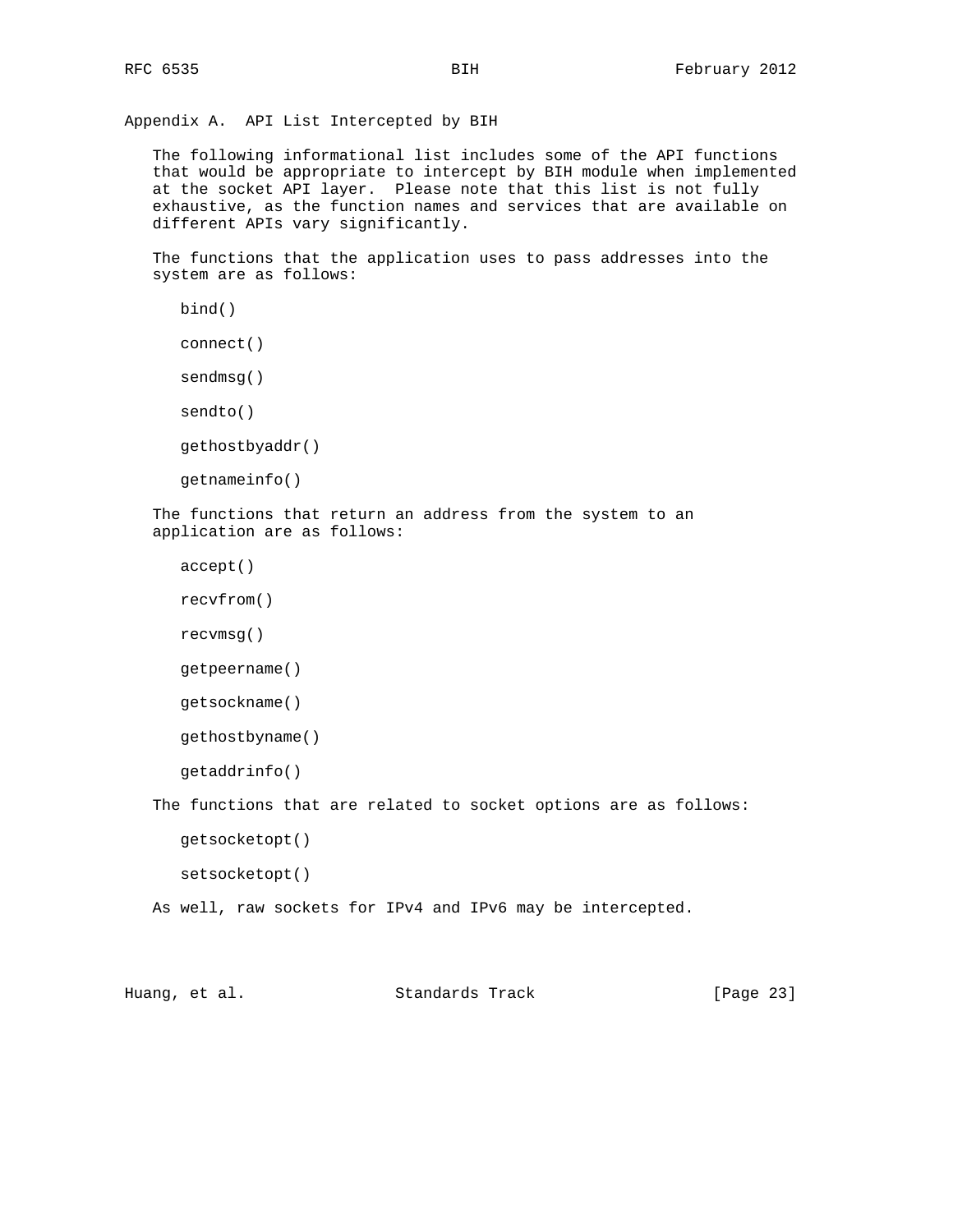# Appendix A. API List Intercepted by BIH

The following informational list includes some of the API functions that would be appropriate to intercept by BIH module when implemented at the socket API layer. Please note that this list is not fully exhaustive, as the function names and services that are available on different APIs vary significantly.

The functions that the application uses to pass addresses into the system are as follows:

- bind()
- connect()
- sendmsg()
- sendto()
- gethostbyaddr()
- getnameinfo()

The functions that return an address from the system to an application are as follows:

- accept()
- recvfrom()
- recvmsg()
- getpeername()
- getsockname()
- gethostbyname()
- getaddrinfo()

The functions that are related to socket options are as follows:

- getsocketopt()
- setsocketopt()

As well, raw sockets for IPv4 and IPv6 may be intercepted.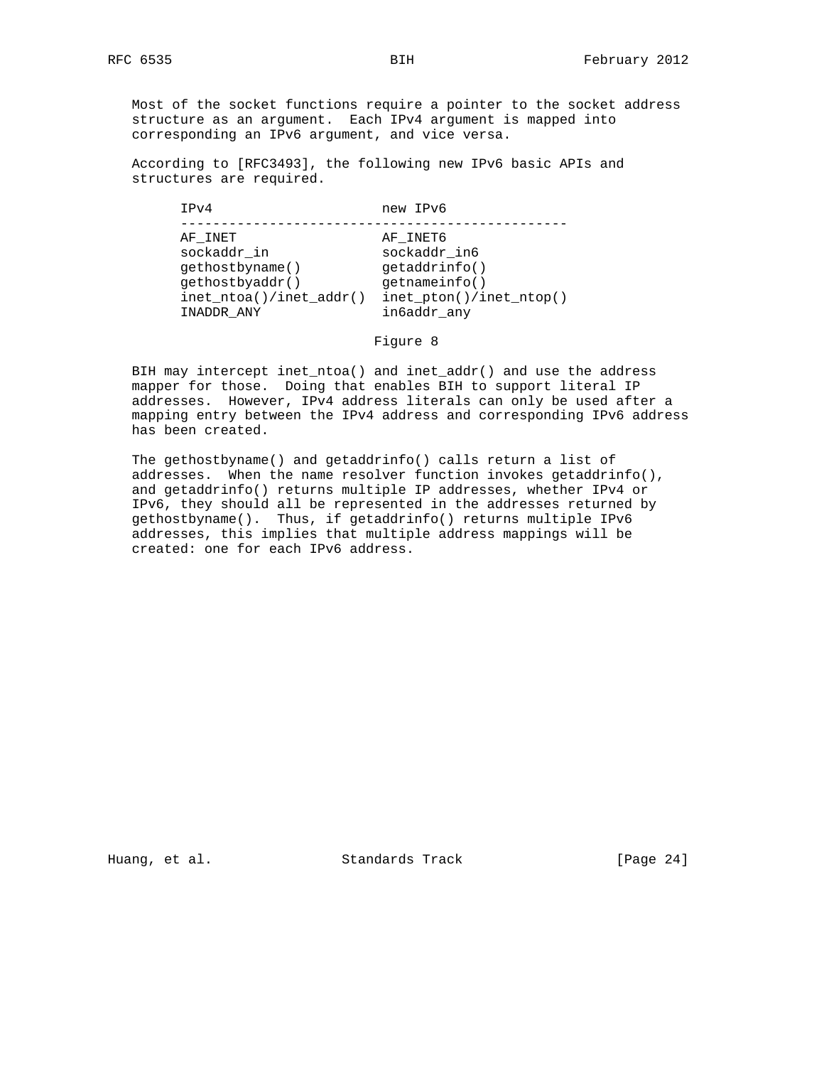Most of the socket functions require a pointer to the socket address structure as an argument. Each IPv4 argument is mapped into corresponding an IPv6 argument, and vice versa.

According to [RFC3493], the following new IPv6 basic APIs and structures are required.

| IPv4 | new IPv6 |
|---|---|
| AF_INET | AF_INET6 |
| sockaddr_in | sockaddr_in6 |
| gethostbyname() | getaddrinfo() |
| gethostbyaddr() | getnameinfo() |
| inet_ntoa()/inet_addr() | inet_pton()/inet_ntop() |
| INADDR_ANY | in6addr_any |

Figure 8

BIH may intercept inet_ntoa() and inet_addr() and use the address mapper for those. Doing that enables BIH to support literal IP addresses. However, IPv4 address literals can only be used after a mapping entry between the IPv4 address and corresponding IPv6 address has been created.

The gethostbyname() and getaddrinfo() calls return a list of addresses. When the name resolver function invokes getaddrinfo(), and getaddrinfo() returns multiple IP addresses, whether IPv4 or IPv6, they should all be represented in the addresses returned by gethostbyname(). Thus, if getaddrinfo() returns multiple IPv6 addresses, this implies that multiple address mappings will be created: one for each IPv6 address.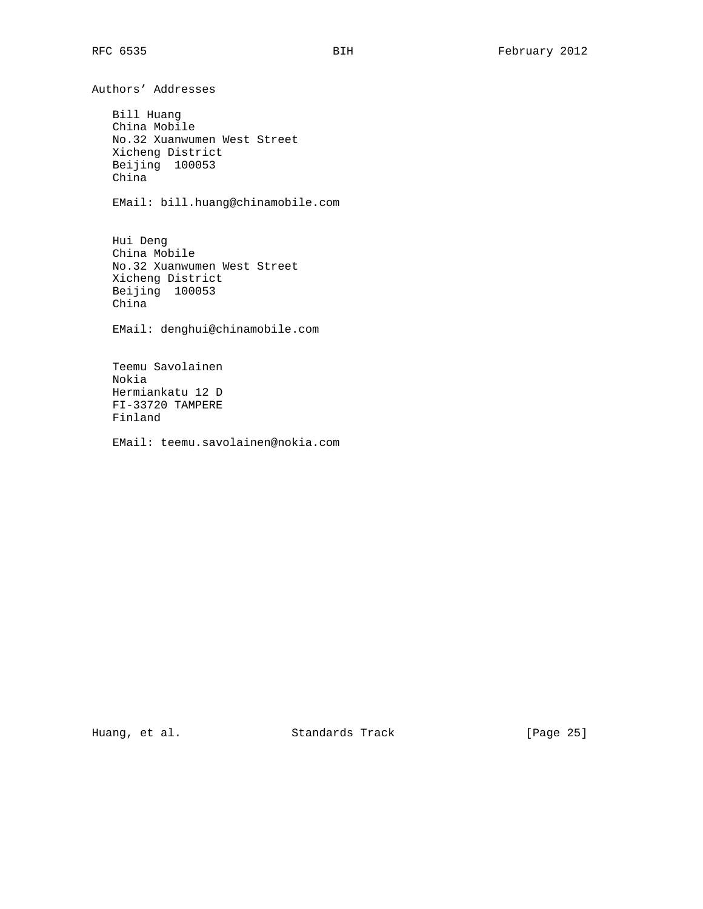## Authors' Addresses

Bill Huang
China Mobile
No.32 Xuanwumen West Street
Xicheng District
Beijing  100053
China

EMail: bill.huang@chinamobile.com

Hui Deng
China Mobile
No.32 Xuanwumen West Street
Xicheng District
Beijing  100053
China

EMail: denghui@chinamobile.com

Teemu Savolainen
Nokia
Hermiankatu 12 D
FI-33720 TAMPERE
Finland

EMail: teemu.savolainen@nokia.com